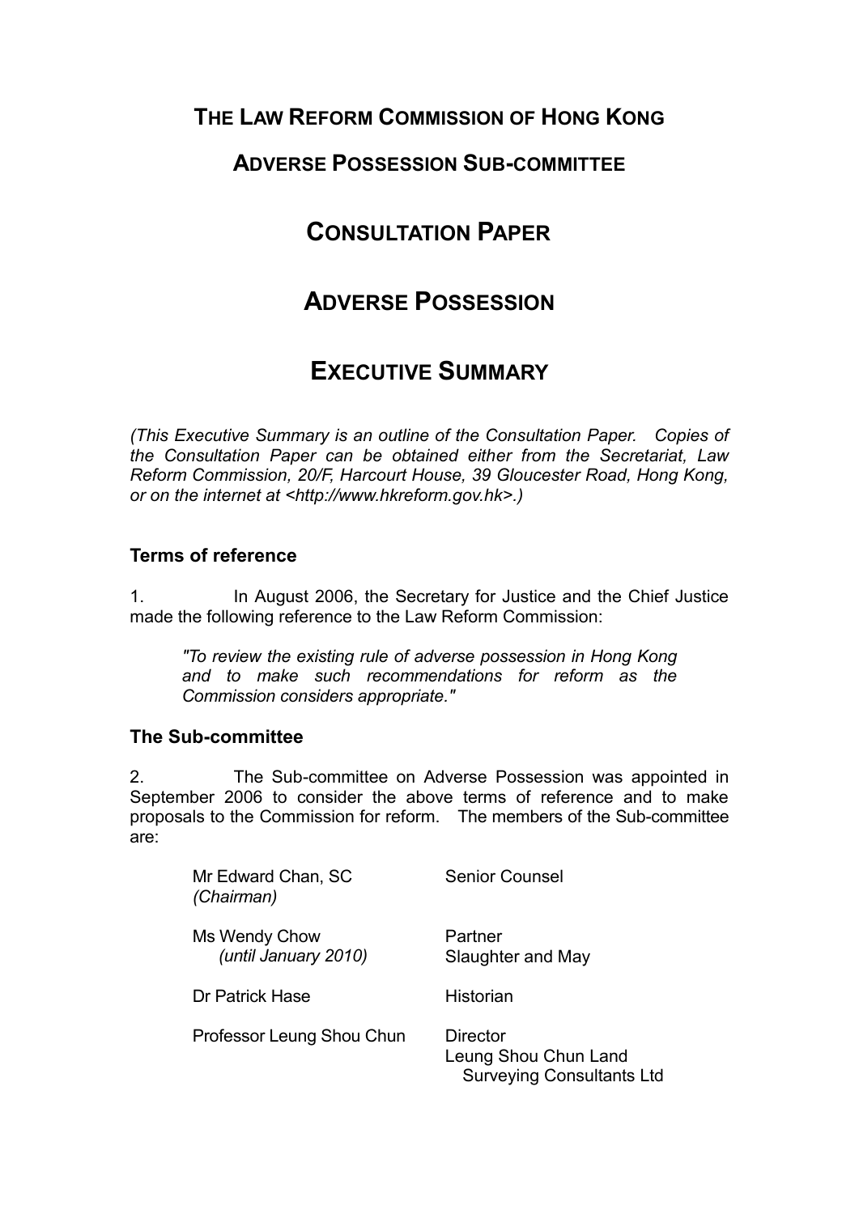# THE LAW REFORM COMMISSION OF HONG KONG

## ADVERSE POSSESSION SUB-COMMITTEE

# CONSULTATION PAPER

# ADVERSE POSSESSION

# EXECUTIVE SUMMARY

*(This Executive Summary is an outline of the Consultation Paper. Copies of the Consultation Paper can be obtained either from the Secretariat, Law Reform Commission, 20/F, Harcourt House, 39 Gloucester Road, Hong Kong, or on the internet at <http://www.hkreform.gov.hk>.)*

### Terms of reference

1. In August 2006, the Secretary for Justice and the Chief Justice made the following reference to the Law Reform Commission:

> *"To review the existing rule of adverse possession in Hong Kong and to make such recommendations for reform as the Commission considers appropriate."*

### The Sub-committee

2. The Sub-committee on Adverse Possession was appointed in September 2006 to consider the above terms of reference and to make proposals to the Commission for reform. The members of the Sub-committee are:

| | |
|---|---|
| Mr Edward Chan, SC *(Chairman)* | Senior Counsel |
| Ms Wendy Chow *(until January 2010)* | Partner Slaughter and May |
| Dr Patrick Hase | Historian |
| Professor Leung Shou Chun | Director Leung Shou Chun Land Surveying Consultants Ltd |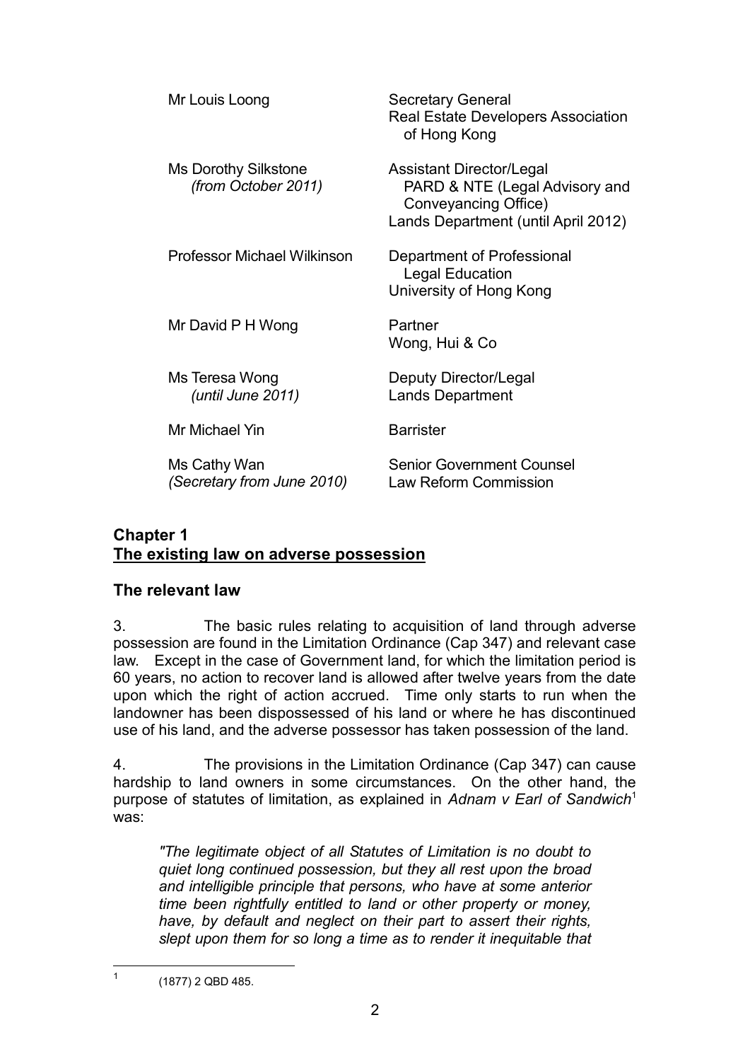| | |
|---|---|
| Mr Louis Loong | Secretary General<br>Real Estate Developers Association of Hong Kong |
| Ms Dorothy Silkstone<br>*(from October 2011)* | Assistant Director/Legal<br>PARD & NTE (Legal Advisory and Conveyancing Office)<br>Lands Department (until April 2012) |
| Professor Michael Wilkinson | Department of Professional Legal Education<br>University of Hong Kong |
| Mr David P H Wong | Partner<br>Wong, Hui & Co |
| Ms Teresa Wong<br>*(until June 2011)* | Deputy Director/Legal<br>Lands Department |
| Mr Michael Yin | Barrister |
| Ms Cathy Wan<br>*(Secretary from June 2010)* | Senior Government Counsel<br>Law Reform Commission |

## Chapter 1
## <u>The existing law on adverse possession</u>

### The relevant law

3. The basic rules relating to acquisition of land through adverse possession are found in the Limitation Ordinance (Cap 347) and relevant case law. Except in the case of Government land, for which the limitation period is 60 years, no action to recover land is allowed after twelve years from the date upon which the right of action accrued. Time only starts to run when the landowner has been dispossessed of his land or where he has discontinued use of his land, and the adverse possessor has taken possession of the land.

4. The provisions in the Limitation Ordinance (Cap 347) can cause hardship to land owners in some circumstances. On the other hand, the purpose of statutes of limitation, as explained in *Adnam v Earl of Sandwich*[1] was:

> *"The legitimate object of all Statutes of Limitation is no doubt to quiet long continued possession, but they all rest upon the broad and intelligible principle that persons, who have at some anterior time been rightfully entitled to land or other property or money, have, by default and neglect on their part to assert their rights, slept upon them for so long a time as to render it inequitable that*

---

1 (1877) 2 QBD 485.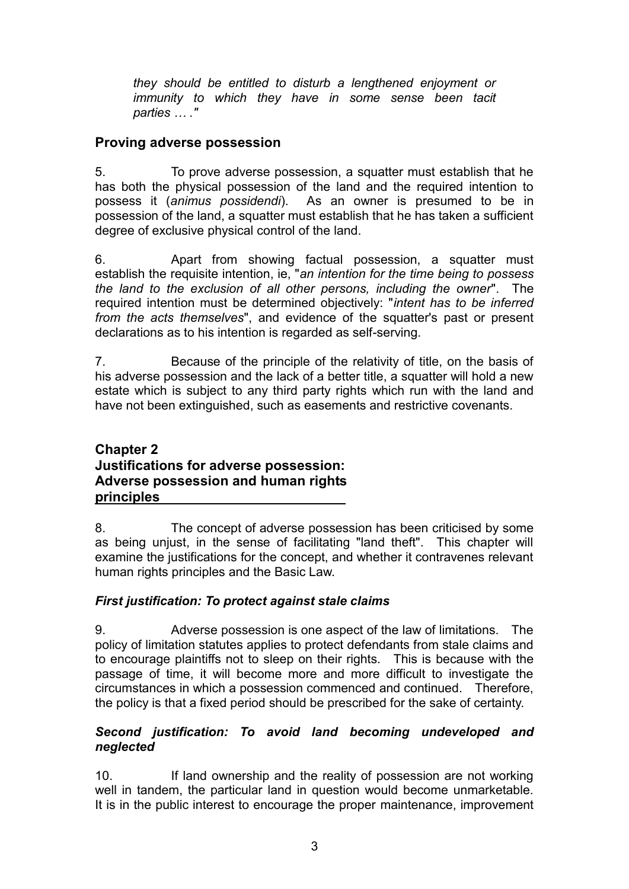> *they should be entitled to disturb a lengthened enjoyment or immunity to which they have in some sense been tacit parties … ."*

### Proving adverse possession

5. To prove adverse possession, a squatter must establish that he has both the physical possession of the land and the required intention to possess it (*animus possidendi*). As an owner is presumed to be in possession of the land, a squatter must establish that he has taken a sufficient degree of exclusive physical control of the land.

6. Apart from showing factual possession, a squatter must establish the requisite intention, ie, "*an intention for the time being to possess the land to the exclusion of all other persons, including the owner*". The required intention must be determined objectively: "*intent has to be inferred from the acts themselves*", and evidence of the squatter's past or present declarations as to his intention is regarded as self-serving.

7. Because of the principle of the relativity of title, on the basis of his adverse possession and the lack of a better title, a squatter will hold a new estate which is subject to any third party rights which run with the land and have not been extinguished, such as easements and restrictive covenants.

## Chapter 2
## Justifications for adverse possession: Adverse possession and human rights principles

8. The concept of adverse possession has been criticised by some as being unjust, in the sense of facilitating "land theft". This chapter will examine the justifications for the concept, and whether it contravenes relevant human rights principles and the Basic Law.

### *First justification: To protect against stale claims*

9. Adverse possession is one aspect of the law of limitations. The policy of limitation statutes applies to protect defendants from stale claims and to encourage plaintiffs not to sleep on their rights. This is because with the passage of time, it will become more and more difficult to investigate the circumstances in which a possession commenced and continued. Therefore, the policy is that a fixed period should be prescribed for the sake of certainty.

### *Second justification: To avoid land becoming undeveloped and neglected*

10. If land ownership and the reality of possession are not working well in tandem, the particular land in question would become unmarketable. It is in the public interest to encourage the proper maintenance, improvement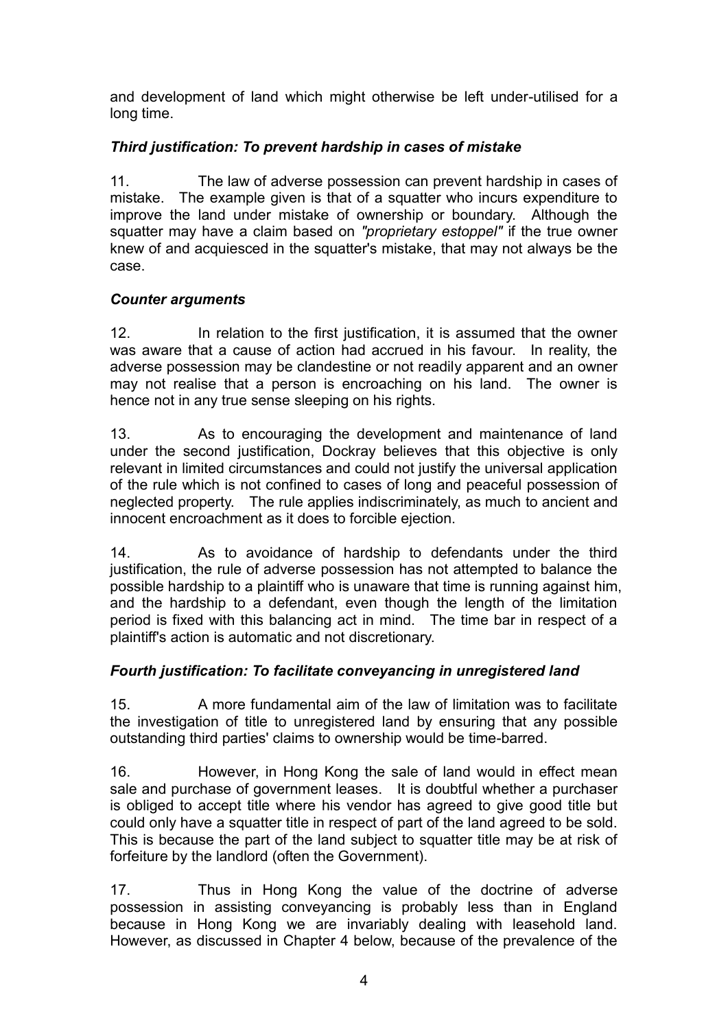and development of land which might otherwise be left under-utilised for a long time.

### *Third justification: To prevent hardship in cases of mistake*

11. The law of adverse possession can prevent hardship in cases of mistake. The example given is that of a squatter who incurs expenditure to improve the land under mistake of ownership or boundary. Although the squatter may have a claim based on *"proprietary estoppel"* if the true owner knew of and acquiesced in the squatter's mistake, that may not always be the case.

### *Counter arguments*

12. In relation to the first justification, it is assumed that the owner was aware that a cause of action had accrued in his favour. In reality, the adverse possession may be clandestine or not readily apparent and an owner may not realise that a person is encroaching on his land. The owner is hence not in any true sense sleeping on his rights.

13. As to encouraging the development and maintenance of land under the second justification, Dockray believes that this objective is only relevant in limited circumstances and could not justify the universal application of the rule which is not confined to cases of long and peaceful possession of neglected property. The rule applies indiscriminately, as much to ancient and innocent encroachment as it does to forcible ejection.

14. As to avoidance of hardship to defendants under the third justification, the rule of adverse possession has not attempted to balance the possible hardship to a plaintiff who is unaware that time is running against him, and the hardship to a defendant, even though the length of the limitation period is fixed with this balancing act in mind. The time bar in respect of a plaintiff's action is automatic and not discretionary.

### *Fourth justification: To facilitate conveyancing in unregistered land*

15. A more fundamental aim of the law of limitation was to facilitate the investigation of title to unregistered land by ensuring that any possible outstanding third parties' claims to ownership would be time-barred.

16. However, in Hong Kong the sale of land would in effect mean sale and purchase of government leases. It is doubtful whether a purchaser is obliged to accept title where his vendor has agreed to give good title but could only have a squatter title in respect of part of the land agreed to be sold. This is because the part of the land subject to squatter title may be at risk of forfeiture by the landlord (often the Government).

17. Thus in Hong Kong the value of the doctrine of adverse possession in assisting conveyancing is probably less than in England because in Hong Kong we are invariably dealing with leasehold land. However, as discussed in Chapter 4 below, because of the prevalence of the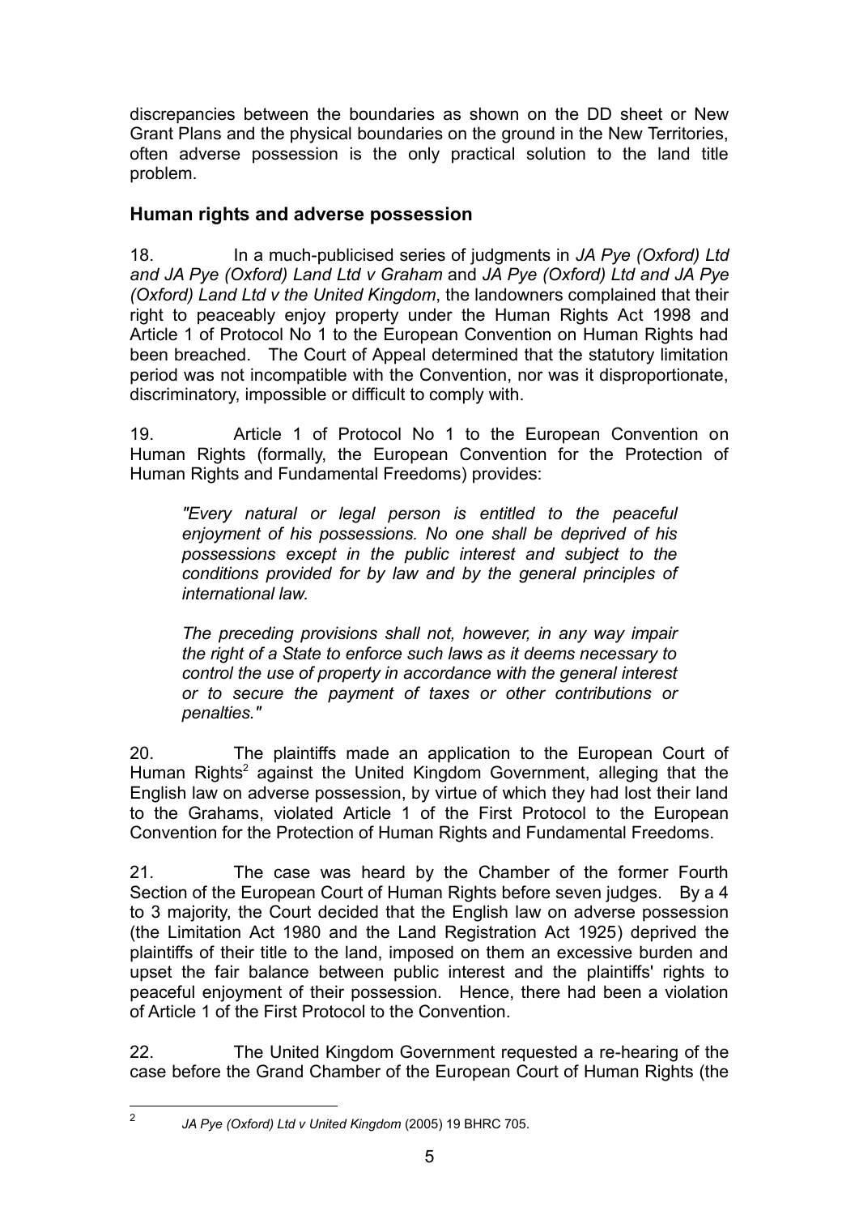discrepancies between the boundaries as shown on the DD sheet or New Grant Plans and the physical boundaries on the ground in the New Territories, often adverse possession is the only practical solution to the land title problem.

## Human rights and adverse possession

18. In a much-publicised series of judgments in *JA Pye (Oxford) Ltd and JA Pye (Oxford) Land Ltd v Graham* and *JA Pye (Oxford) Ltd and JA Pye (Oxford) Land Ltd v the United Kingdom*, the landowners complained that their right to peaceably enjoy property under the Human Rights Act 1998 and Article 1 of Protocol No 1 to the European Convention on Human Rights had been breached. The Court of Appeal determined that the statutory limitation period was not incompatible with the Convention, nor was it disproportionate, discriminatory, impossible or difficult to comply with.

19. Article 1 of Protocol No 1 to the European Convention on Human Rights (formally, the European Convention for the Protection of Human Rights and Fundamental Freedoms) provides:

> *"Every natural or legal person is entitled to the peaceful enjoyment of his possessions. No one shall be deprived of his possessions except in the public interest and subject to the conditions provided for by law and by the general principles of international law.*
>
> *The preceding provisions shall not, however, in any way impair the right of a State to enforce such laws as it deems necessary to control the use of property in accordance with the general interest or to secure the payment of taxes or other contributions or penalties."*

20. The plaintiffs made an application to the European Court of Human Rights[2] against the United Kingdom Government, alleging that the English law on adverse possession, by virtue of which they had lost their land to the Grahams, violated Article 1 of the First Protocol to the European Convention for the Protection of Human Rights and Fundamental Freedoms.

21. The case was heard by the Chamber of the former Fourth Section of the European Court of Human Rights before seven judges. By a 4 to 3 majority, the Court decided that the English law on adverse possession (the Limitation Act 1980 and the Land Registration Act 1925) deprived the plaintiffs of their title to the land, imposed on them an excessive burden and upset the fair balance between public interest and the plaintiffs' rights to peaceful enjoyment of their possession. Hence, there had been a violation of Article 1 of the First Protocol to the Convention.

22. The United Kingdom Government requested a re-hearing of the case before the Grand Chamber of the European Court of Human Rights (the

---

[2] *JA Pye (Oxford) Ltd v United Kingdom* (2005) 19 BHRC 705.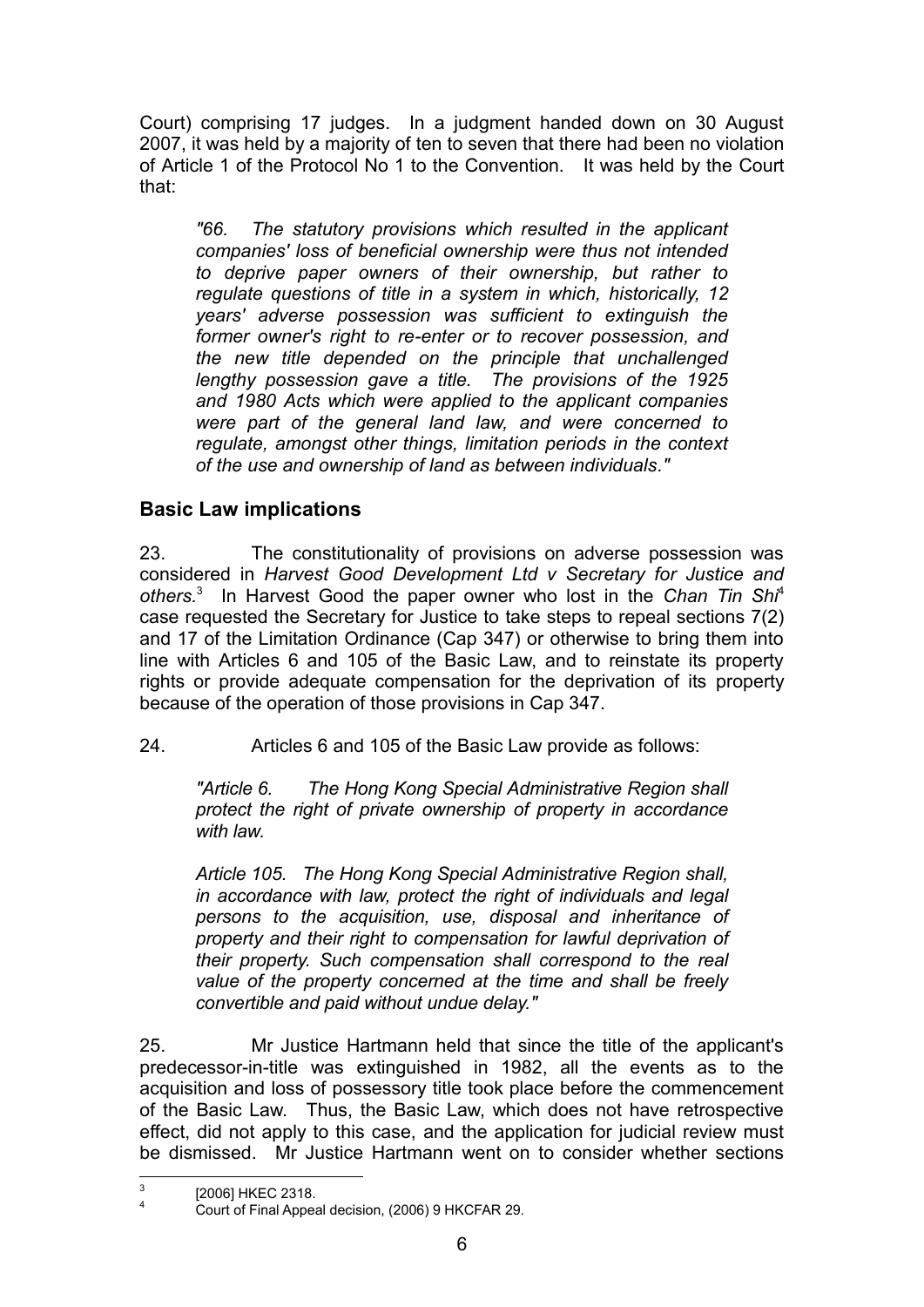Court) comprising 17 judges. In a judgment handed down on 30 August 2007, it was held by a majority of ten to seven that there had been no violation of Article 1 of the Protocol No 1 to the Convention. It was held by the Court that:

> *"66. The statutory provisions which resulted in the applicant companies' loss of beneficial ownership were thus not intended to deprive paper owners of their ownership, but rather to regulate questions of title in a system in which, historically, 12 years' adverse possession was sufficient to extinguish the former owner's right to re-enter or to recover possession, and the new title depended on the principle that unchallenged lengthy possession gave a title. The provisions of the 1925 and 1980 Acts which were applied to the applicant companies were part of the general land law, and were concerned to regulate, amongst other things, limitation periods in the context of the use and ownership of land as between individuals."*

## Basic Law implications

23. The constitutionality of provisions on adverse possession was considered in *Harvest Good Development Ltd v Secretary for Justice and others.*[3] In Harvest Good the paper owner who lost in the *Chan Tin Shi*[4] case requested the Secretary for Justice to take steps to repeal sections 7(2) and 17 of the Limitation Ordinance (Cap 347) or otherwise to bring them into line with Articles 6 and 105 of the Basic Law, and to reinstate its property rights or provide adequate compensation for the deprivation of its property because of the operation of those provisions in Cap 347.

24. Articles 6 and 105 of the Basic Law provide as follows:

> *"Article 6. The Hong Kong Special Administrative Region shall protect the right of private ownership of property in accordance with law.*
>
> *Article 105. The Hong Kong Special Administrative Region shall, in accordance with law, protect the right of individuals and legal persons to the acquisition, use, disposal and inheritance of property and their right to compensation for lawful deprivation of their property. Such compensation shall correspond to the real value of the property concerned at the time and shall be freely convertible and paid without undue delay."*

25. Mr Justice Hartmann held that since the title of the applicant's predecessor-in-title was extinguished in 1982, all the events as to the acquisition and loss of possessory title took place before the commencement of the Basic Law. Thus, the Basic Law, which does not have retrospective effect, did not apply to this case, and the application for judicial review must be dismissed. Mr Justice Hartmann went on to consider whether sections

---

[3] [2006] HKEC 2318.

[4] Court of Final Appeal decision, (2006) 9 HKCFAR 29.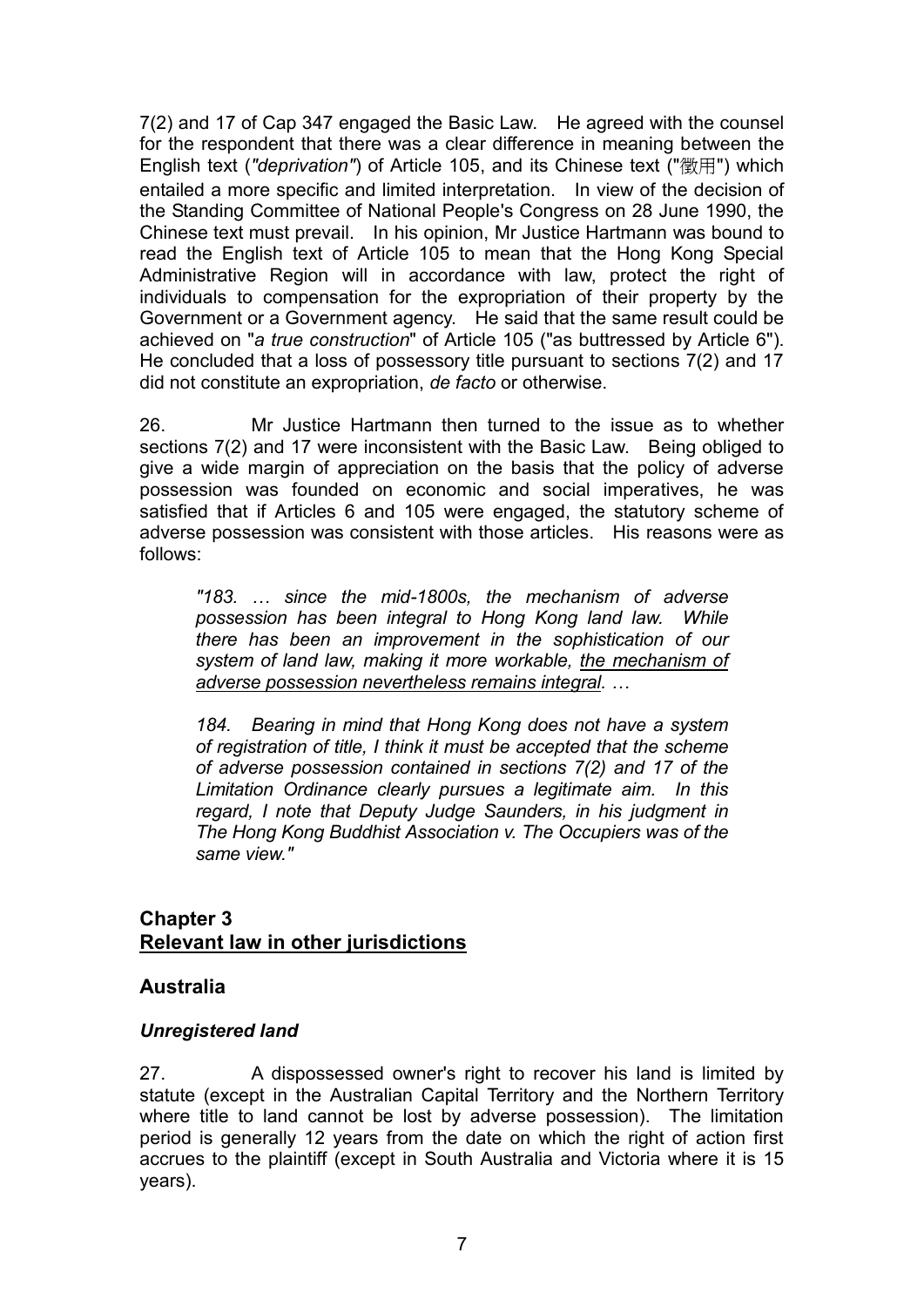7(2) and 17 of Cap 347 engaged the Basic Law. He agreed with the counsel for the respondent that there was a clear difference in meaning between the English text (*"deprivation"*) of Article 105, and its Chinese text ("徵用") which entailed a more specific and limited interpretation. In view of the decision of the Standing Committee of National People's Congress on 28 June 1990, the Chinese text must prevail. In his opinion, Mr Justice Hartmann was bound to read the English text of Article 105 to mean that the Hong Kong Special Administrative Region will in accordance with law, protect the right of individuals to compensation for the expropriation of their property by the Government or a Government agency. He said that the same result could be achieved on "*a true construction*" of Article 105 ("as buttressed by Article 6"). He concluded that a loss of possessory title pursuant to sections 7(2) and 17 did not constitute an expropriation, *de facto* or otherwise.

26. Mr Justice Hartmann then turned to the issue as to whether sections 7(2) and 17 were inconsistent with the Basic Law. Being obliged to give a wide margin of appreciation on the basis that the policy of adverse possession was founded on economic and social imperatives, he was satisfied that if Articles 6 and 105 were engaged, the statutory scheme of adverse possession was consistent with those articles. His reasons were as follows:

> *"183. … since the mid-1800s, the mechanism of adverse possession has been integral to Hong Kong land law. While there has been an improvement in the sophistication of our system of land law, making it more workable, <u>the mechanism of adverse possession nevertheless remains integral</u>. …*
>
> *184. Bearing in mind that Hong Kong does not have a system of registration of title, I think it must be accepted that the scheme of adverse possession contained in sections 7(2) and 17 of the Limitation Ordinance clearly pursues a legitimate aim. In this regard, I note that Deputy Judge Saunders, in his judgment in The Hong Kong Buddhist Association v. The Occupiers was of the same view."*

## Chapter 3
## <u>Relevant law in other jurisdictions</u>

### Australia

#### *Unregistered land*

27. A dispossessed owner's right to recover his land is limited by statute (except in the Australian Capital Territory and the Northern Territory where title to land cannot be lost by adverse possession). The limitation period is generally 12 years from the date on which the right of action first accrues to the plaintiff (except in South Australia and Victoria where it is 15 years).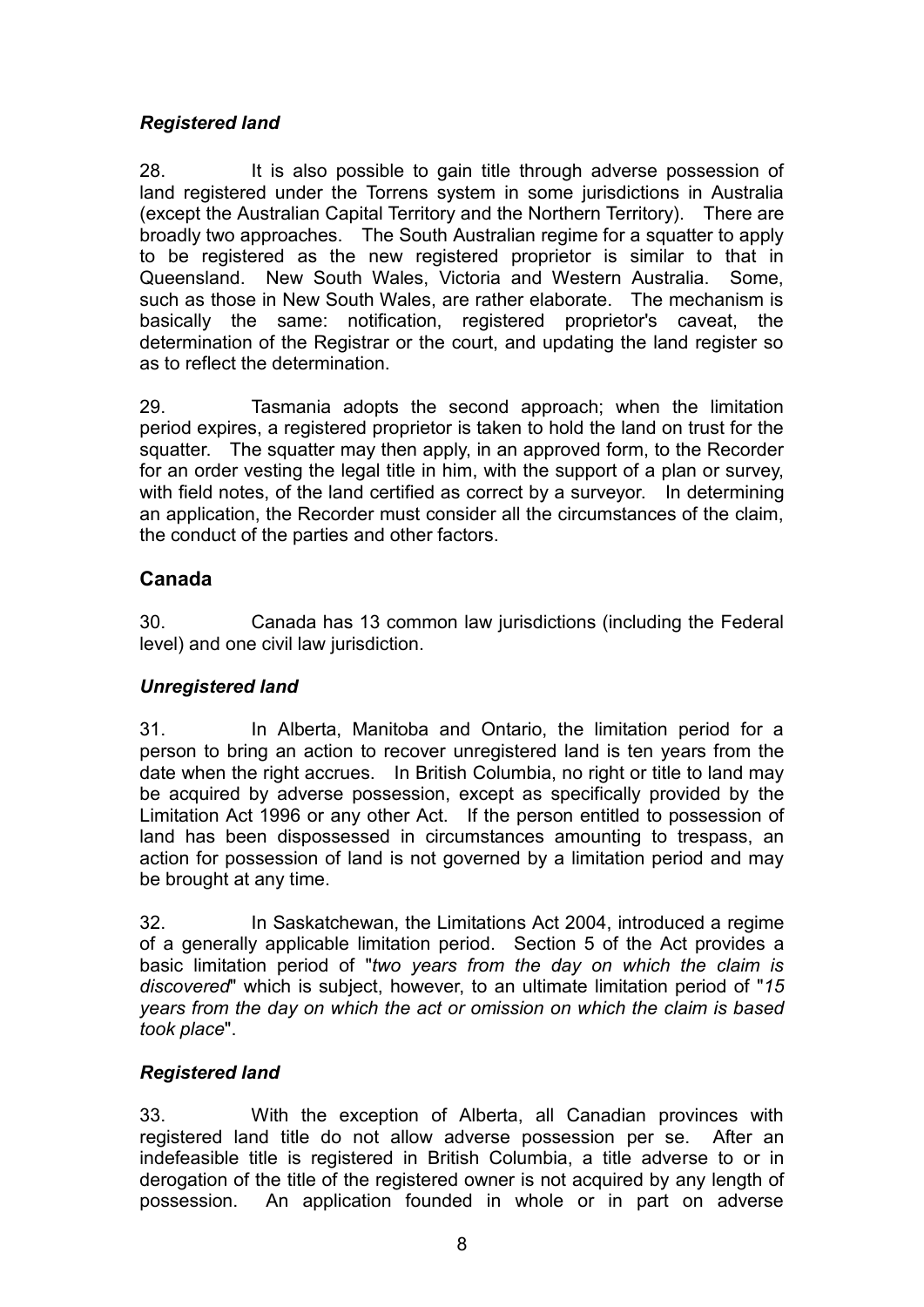### *Registered land*

28. It is also possible to gain title through adverse possession of land registered under the Torrens system in some jurisdictions in Australia (except the Australian Capital Territory and the Northern Territory). There are broadly two approaches. The South Australian regime for a squatter to apply to be registered as the new registered proprietor is similar to that in Queensland. New South Wales, Victoria and Western Australia. Some, such as those in New South Wales, are rather elaborate. The mechanism is basically the same: notification, registered proprietor's caveat, the determination of the Registrar or the court, and updating the land register so as to reflect the determination.

29. Tasmania adopts the second approach; when the limitation period expires, a registered proprietor is taken to hold the land on trust for the squatter. The squatter may then apply, in an approved form, to the Recorder for an order vesting the legal title in him, with the support of a plan or survey, with field notes, of the land certified as correct by a surveyor. In determining an application, the Recorder must consider all the circumstances of the claim, the conduct of the parties and other factors.

## Canada

30. Canada has 13 common law jurisdictions (including the Federal level) and one civil law jurisdiction.

### *Unregistered land*

31. In Alberta, Manitoba and Ontario, the limitation period for a person to bring an action to recover unregistered land is ten years from the date when the right accrues. In British Columbia, no right or title to land may be acquired by adverse possession, except as specifically provided by the Limitation Act 1996 or any other Act. If the person entitled to possession of land has been dispossessed in circumstances amounting to trespass, an action for possession of land is not governed by a limitation period and may be brought at any time.

32. In Saskatchewan, the Limitations Act 2004, introduced a regime of a generally applicable limitation period. Section 5 of the Act provides a basic limitation period of "*two years from the day on which the claim is discovered*" which is subject, however, to an ultimate limitation period of "*15 years from the day on which the act or omission on which the claim is based took place*".

### *Registered land*

33. With the exception of Alberta, all Canadian provinces with registered land title do not allow adverse possession per se. After an indefeasible title is registered in British Columbia, a title adverse to or in derogation of the title of the registered owner is not acquired by any length of possession. An application founded in whole or in part on adverse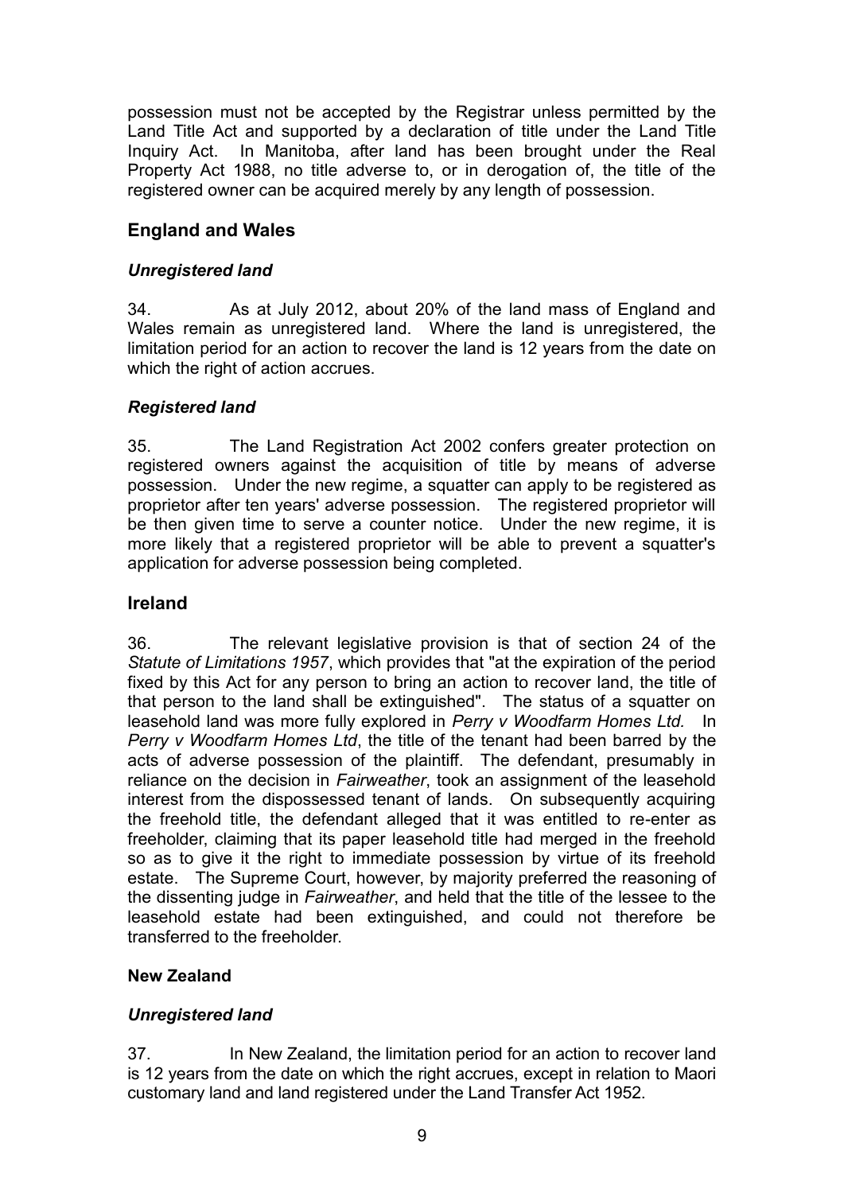possession must not be accepted by the Registrar unless permitted by the Land Title Act and supported by a declaration of title under the Land Title Inquiry Act. In Manitoba, after land has been brought under the Real Property Act 1988, no title adverse to, or in derogation of, the title of the registered owner can be acquired merely by any length of possession.

## England and Wales

### *Unregistered land*

34. As at July 2012, about 20% of the land mass of England and Wales remain as unregistered land. Where the land is unregistered, the limitation period for an action to recover the land is 12 years from the date on which the right of action accrues.

### *Registered land*

35. The Land Registration Act 2002 confers greater protection on registered owners against the acquisition of title by means of adverse possession. Under the new regime, a squatter can apply to be registered as proprietor after ten years' adverse possession. The registered proprietor will be then given time to serve a counter notice. Under the new regime, it is more likely that a registered proprietor will be able to prevent a squatter's application for adverse possession being completed.

## Ireland

36. The relevant legislative provision is that of section 24 of the *Statute of Limitations 1957*, which provides that "at the expiration of the period fixed by this Act for any person to bring an action to recover land, the title of that person to the land shall be extinguished". The status of a squatter on leasehold land was more fully explored in *Perry v Woodfarm Homes Ltd.* In *Perry v Woodfarm Homes Ltd*, the title of the tenant had been barred by the acts of adverse possession of the plaintiff. The defendant, presumably in reliance on the decision in *Fairweather*, took an assignment of the leasehold interest from the dispossessed tenant of lands. On subsequently acquiring the freehold title, the defendant alleged that it was entitled to re-enter as freeholder, claiming that its paper leasehold title had merged in the freehold so as to give it the right to immediate possession by virtue of its freehold estate. The Supreme Court, however, by majority preferred the reasoning of the dissenting judge in *Fairweather*, and held that the title of the lessee to the leasehold estate had been extinguished, and could not therefore be transferred to the freeholder.

## New Zealand

### *Unregistered land*

37. In New Zealand, the limitation period for an action to recover land is 12 years from the date on which the right accrues, except in relation to Maori customary land and land registered under the Land Transfer Act 1952.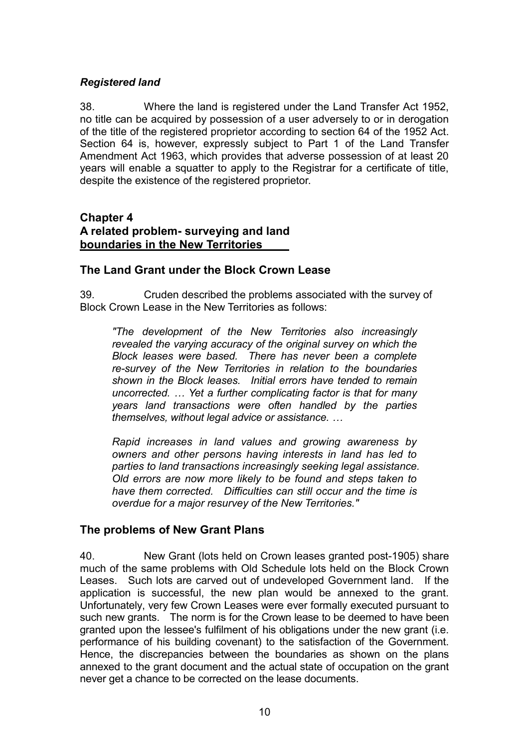### *Registered land*

38. Where the land is registered under the Land Transfer Act 1952, no title can be acquired by possession of a user adversely to or in derogation of the title of the registered proprietor according to section 64 of the 1952 Act. Section 64 is, however, expressly subject to Part 1 of the Land Transfer Amendment Act 1963, which provides that adverse possession of at least 20 years will enable a squatter to apply to the Registrar for a certificate of title, despite the existence of the registered proprietor.

## Chapter 4
## A related problem- surveying and land boundaries in the New Territories

### The Land Grant under the Block Crown Lease

39. Cruden described the problems associated with the survey of Block Crown Lease in the New Territories as follows:

> *"The development of the New Territories also increasingly revealed the varying accuracy of the original survey on which the Block leases were based. There has never been a complete re-survey of the New Territories in relation to the boundaries shown in the Block leases. Initial errors have tended to remain uncorrected. … Yet a further complicating factor is that for many years land transactions were often handled by the parties themselves, without legal advice or assistance. …*
>
> *Rapid increases in land values and growing awareness by owners and other persons having interests in land has led to parties to land transactions increasingly seeking legal assistance. Old errors are now more likely to be found and steps taken to have them corrected. Difficulties can still occur and the time is overdue for a major resurvey of the New Territories."*

### The problems of New Grant Plans

40. New Grant (lots held on Crown leases granted post-1905) share much of the same problems with Old Schedule lots held on the Block Crown Leases. Such lots are carved out of undeveloped Government land. If the application is successful, the new plan would be annexed to the grant. Unfortunately, very few Crown Leases were ever formally executed pursuant to such new grants. The norm is for the Crown lease to be deemed to have been granted upon the lessee's fulfilment of his obligations under the new grant (i.e. performance of his building covenant) to the satisfaction of the Government. Hence, the discrepancies between the boundaries as shown on the plans annexed to the grant document and the actual state of occupation on the grant never get a chance to be corrected on the lease documents.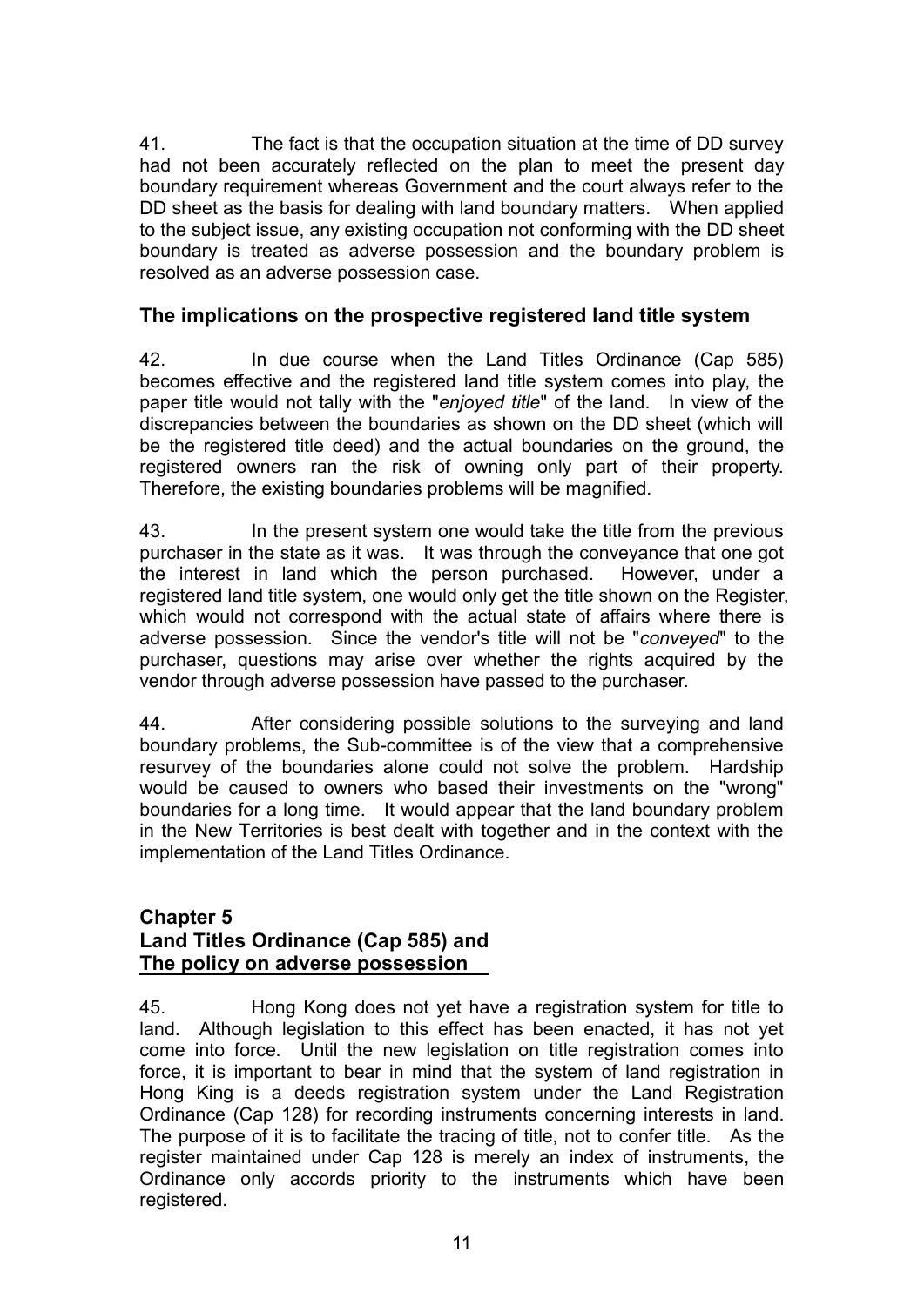41. The fact is that the occupation situation at the time of DD survey had not been accurately reflected on the plan to meet the present day boundary requirement whereas Government and the court always refer to the DD sheet as the basis for dealing with land boundary matters. When applied to the subject issue, any existing occupation not conforming with the DD sheet boundary is treated as adverse possession and the boundary problem is resolved as an adverse possession case.

### The implications on the prospective registered land title system

42. In due course when the Land Titles Ordinance (Cap 585) becomes effective and the registered land title system comes into play, the paper title would not tally with the "*enjoyed title*" of the land. In view of the discrepancies between the boundaries as shown on the DD sheet (which will be the registered title deed) and the actual boundaries on the ground, the registered owners ran the risk of owning only part of their property. Therefore, the existing boundaries problems will be magnified.

43. In the present system one would take the title from the previous purchaser in the state as it was. It was through the conveyance that one got the interest in land which the person purchased. However, under a registered land title system, one would only get the title shown on the Register, which would not correspond with the actual state of affairs where there is adverse possession. Since the vendor's title will not be "*conveyed*" to the purchaser, questions may arise over whether the rights acquired by the vendor through adverse possession have passed to the purchaser.

44. After considering possible solutions to the surveying and land boundary problems, the Sub-committee is of the view that a comprehensive resurvey of the boundaries alone could not solve the problem. Hardship would be caused to owners who based their investments on the "wrong" boundaries for a long time. It would appear that the land boundary problem in the New Territories is best dealt with together and in the context with the implementation of the Land Titles Ordinance.

## Chapter 5
## Land Titles Ordinance (Cap 585) and The policy on adverse possession

45. Hong Kong does not yet have a registration system for title to land. Although legislation to this effect has been enacted, it has not yet come into force. Until the new legislation on title registration comes into force, it is important to bear in mind that the system of land registration in Hong King is a deeds registration system under the Land Registration Ordinance (Cap 128) for recording instruments concerning interests in land. The purpose of it is to facilitate the tracing of title, not to confer title. As the register maintained under Cap 128 is merely an index of instruments, the Ordinance only accords priority to the instruments which have been registered.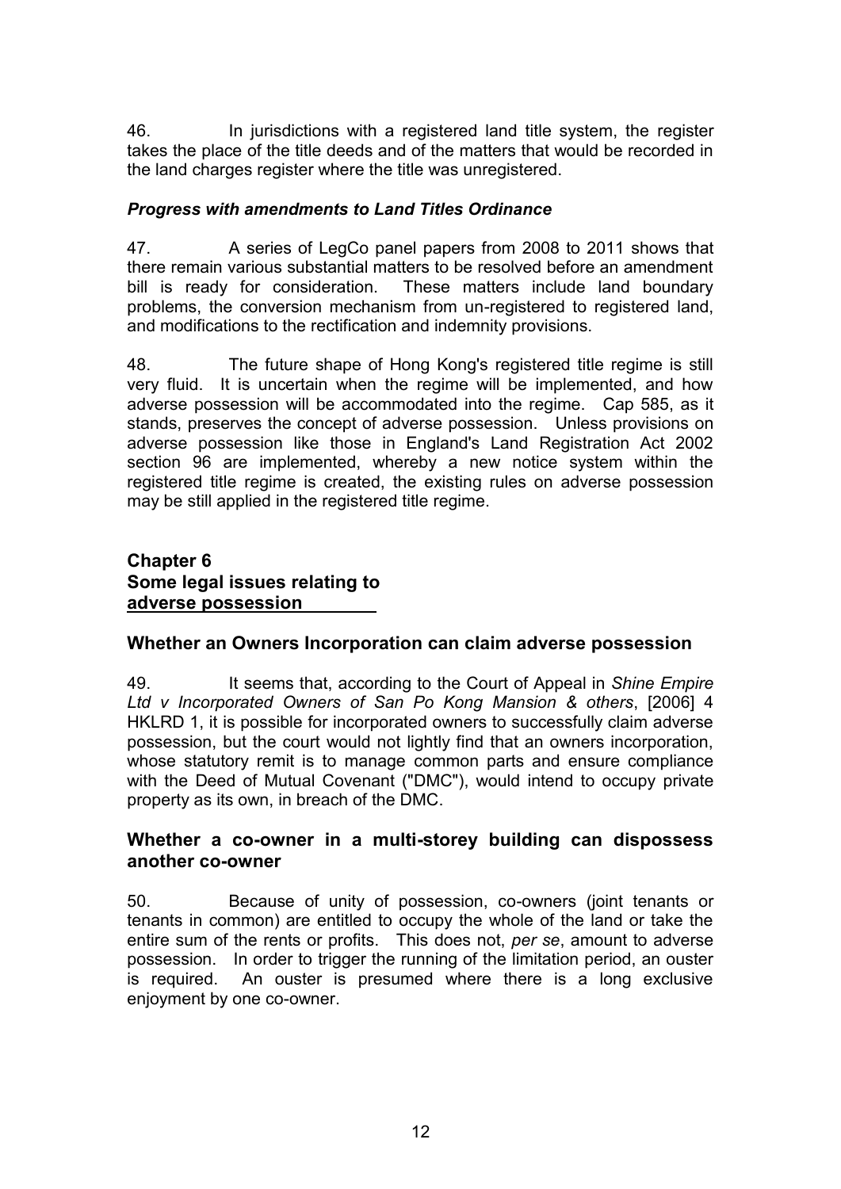46. In jurisdictions with a registered land title system, the register takes the place of the title deeds and of the matters that would be recorded in the land charges register where the title was unregistered.

### *Progress with amendments to Land Titles Ordinance*

47. A series of LegCo panel papers from 2008 to 2011 shows that there remain various substantial matters to be resolved before an amendment bill is ready for consideration. These matters include land boundary problems, the conversion mechanism from un-registered to registered land, and modifications to the rectification and indemnity provisions.

48. The future shape of Hong Kong's registered title regime is still very fluid. It is uncertain when the regime will be implemented, and how adverse possession will be accommodated into the regime. Cap 585, as it stands, preserves the concept of adverse possession. Unless provisions on adverse possession like those in England's Land Registration Act 2002 section 96 are implemented, whereby a new notice system within the registered title regime is created, the existing rules on adverse possession may be still applied in the registered title regime.

# Chapter 6
# Some legal issues relating to adverse possession

## Whether an Owners Incorporation can claim adverse possession

49. It seems that, according to the Court of Appeal in *Shine Empire Ltd v Incorporated Owners of San Po Kong Mansion & others*, [2006] 4 HKLRD 1, it is possible for incorporated owners to successfully claim adverse possession, but the court would not lightly find that an owners incorporation, whose statutory remit is to manage common parts and ensure compliance with the Deed of Mutual Covenant ("DMC"), would intend to occupy private property as its own, in breach of the DMC.

## Whether a co-owner in a multi-storey building can dispossess another co-owner

50. Because of unity of possession, co-owners (joint tenants or tenants in common) are entitled to occupy the whole of the land or take the entire sum of the rents or profits. This does not, *per se*, amount to adverse possession. In order to trigger the running of the limitation period, an ouster is required. An ouster is presumed where there is a long exclusive enjoyment by one co-owner.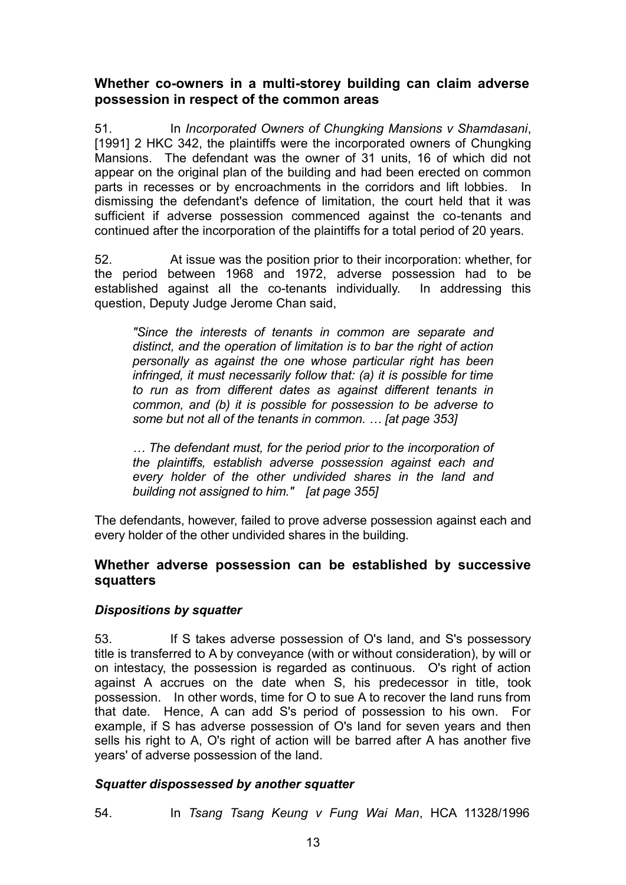### Whether co-owners in a multi-storey building can claim adverse possession in respect of the common areas

51. In *Incorporated Owners of Chungking Mansions v Shamdasani*, [1991] 2 HKC 342, the plaintiffs were the incorporated owners of Chungking Mansions. The defendant was the owner of 31 units, 16 of which did not appear on the original plan of the building and had been erected on common parts in recesses or by encroachments in the corridors and lift lobbies. In dismissing the defendant's defence of limitation, the court held that it was sufficient if adverse possession commenced against the co-tenants and continued after the incorporation of the plaintiffs for a total period of 20 years.

52. At issue was the position prior to their incorporation: whether, for the period between 1968 and 1972, adverse possession had to be established against all the co-tenants individually. In addressing this question, Deputy Judge Jerome Chan said,

> *"Since the interests of tenants in common are separate and distinct, and the operation of limitation is to bar the right of action personally as against the one whose particular right has been infringed, it must necessarily follow that: (a) it is possible for time to run as from different dates as against different tenants in common, and (b) it is possible for possession to be adverse to some but not all of the tenants in common. … [at page 353]*
>
> *… The defendant must, for the period prior to the incorporation of the plaintiffs, establish adverse possession against each and every holder of the other undivided shares in the land and building not assigned to him." [at page 355]*

The defendants, however, failed to prove adverse possession against each and every holder of the other undivided shares in the building.

### Whether adverse possession can be established by successive squatters

#### *Dispositions by squatter*

53. If S takes adverse possession of O's land, and S's possessory title is transferred to A by conveyance (with or without consideration), by will or on intestacy, the possession is regarded as continuous. O's right of action against A accrues on the date when S, his predecessor in title, took possession. In other words, time for O to sue A to recover the land runs from that date. Hence, A can add S's period of possession to his own. For example, if S has adverse possession of O's land for seven years and then sells his right to A, O's right of action will be barred after A has another five years' of adverse possession of the land.

#### *Squatter dispossessed by another squatter*

54. In *Tsang Tsang Keung v Fung Wai Man*, HCA 11328/1996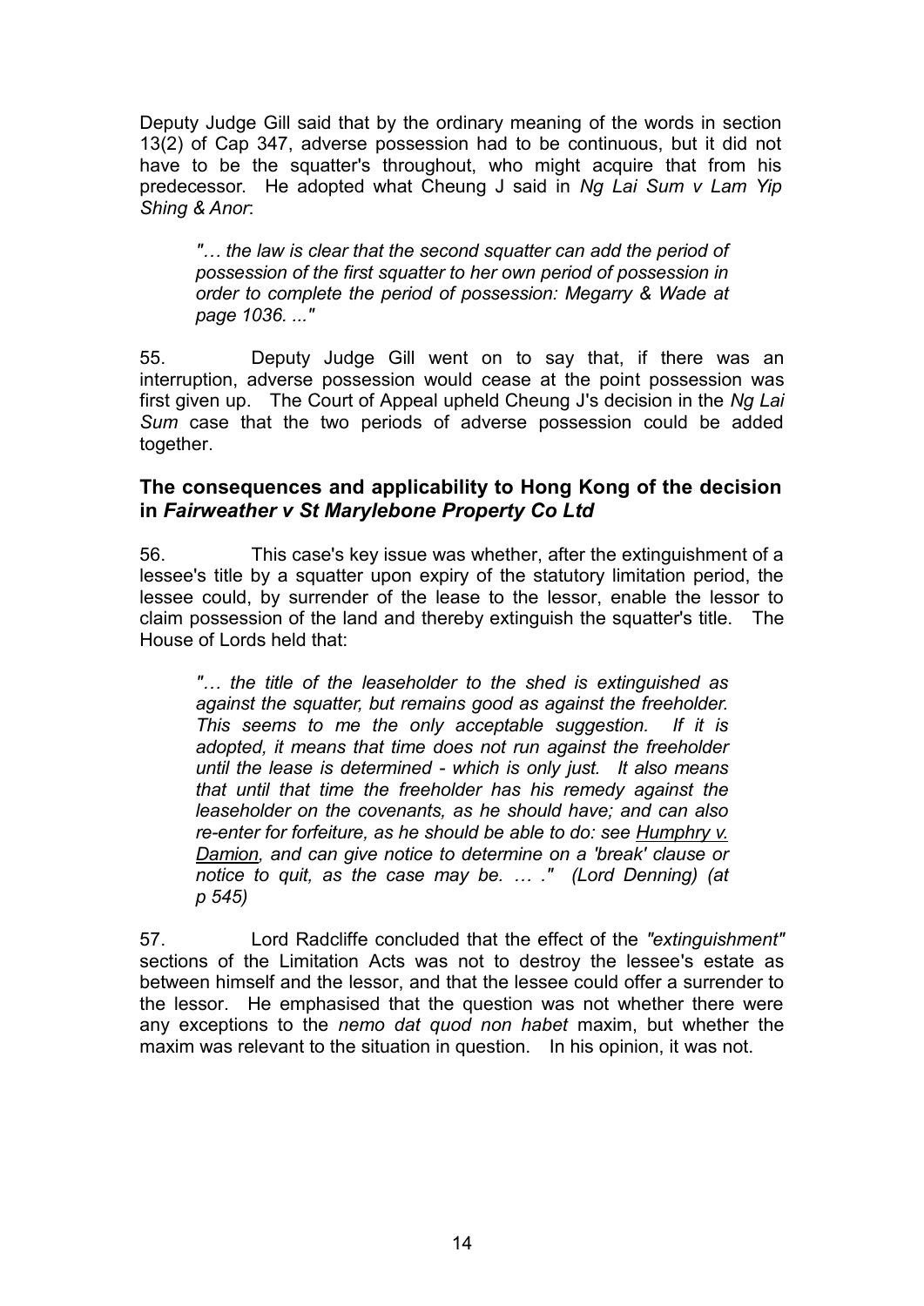Deputy Judge Gill said that by the ordinary meaning of the words in section 13(2) of Cap 347, adverse possession had to be continuous, but it did not have to be the squatter's throughout, who might acquire that from his predecessor. He adopted what Cheung J said in *Ng Lai Sum v Lam Yip Shing & Anor*:

> *"… the law is clear that the second squatter can add the period of possession of the first squatter to her own period of possession in order to complete the period of possession: Megarry & Wade at page 1036. ..."*

55. Deputy Judge Gill went on to say that, if there was an interruption, adverse possession would cease at the point possession was first given up. The Court of Appeal upheld Cheung J's decision in the *Ng Lai Sum* case that the two periods of adverse possession could be added together.

## The consequences and applicability to Hong Kong of the decision in *Fairweather v St Marylebone Property Co Ltd*

56. This case's key issue was whether, after the extinguishment of a lessee's title by a squatter upon expiry of the statutory limitation period, the lessee could, by surrender of the lease to the lessor, enable the lessor to claim possession of the land and thereby extinguish the squatter's title. The House of Lords held that:

> *"… the title of the leaseholder to the shed is extinguished as against the squatter, but remains good as against the freeholder. This seems to me the only acceptable suggestion. If it is adopted, it means that time does not run against the freeholder until the lease is determined - which is only just. It also means that until that time the freeholder has his remedy against the leaseholder on the covenants, as he should have; and can also re-enter for forfeiture, as he should be able to do: see Humphry v. Damion, and can give notice to determine on a 'break' clause or notice to quit, as the case may be. … ." (Lord Denning) (at p 545)*

57. Lord Radcliffe concluded that the effect of the *"extinguishment"* sections of the Limitation Acts was not to destroy the lessee's estate as between himself and the lessor, and that the lessee could offer a surrender to the lessor. He emphasised that the question was not whether there were any exceptions to the *nemo dat quod non habet* maxim, but whether the maxim was relevant to the situation in question. In his opinion, it was not.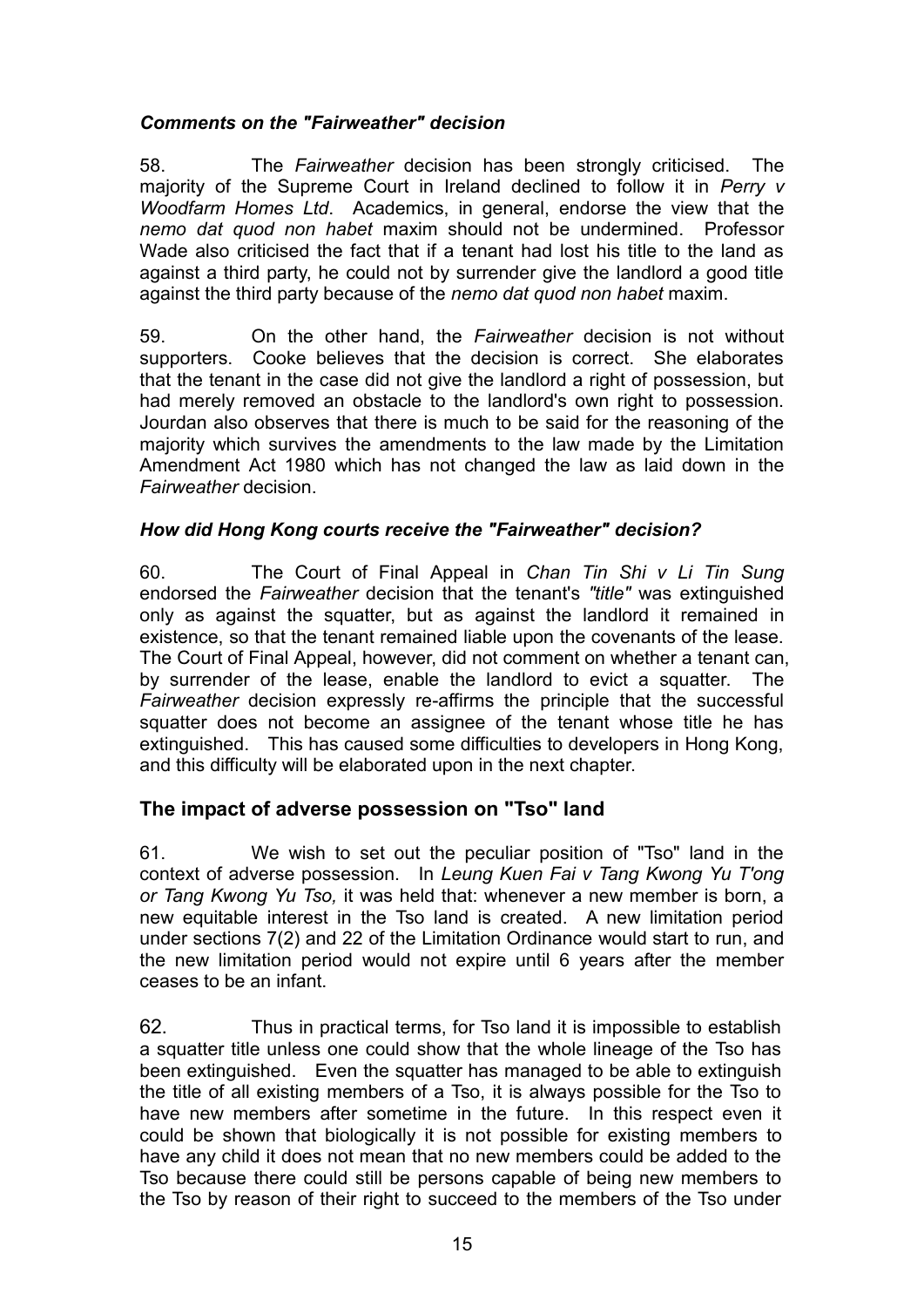### *Comments on the "Fairweather" decision*

58. The *Fairweather* decision has been strongly criticised. The majority of the Supreme Court in Ireland declined to follow it in *Perry v Woodfarm Homes Ltd*. Academics, in general, endorse the view that the *nemo dat quod non habet* maxim should not be undermined. Professor Wade also criticised the fact that if a tenant had lost his title to the land as against a third party, he could not by surrender give the landlord a good title against the third party because of the *nemo dat quod non habet* maxim.

59. On the other hand, the *Fairweather* decision is not without supporters. Cooke believes that the decision is correct. She elaborates that the tenant in the case did not give the landlord a right of possession, but had merely removed an obstacle to the landlord's own right to possession. Jourdan also observes that there is much to be said for the reasoning of the majority which survives the amendments to the law made by the Limitation Amendment Act 1980 which has not changed the law as laid down in the *Fairweather* decision.

### *How did Hong Kong courts receive the "Fairweather" decision?*

60. The Court of Final Appeal in *Chan Tin Shi v Li Tin Sung* endorsed the *Fairweather* decision that the tenant's *"title"* was extinguished only as against the squatter, but as against the landlord it remained in existence, so that the tenant remained liable upon the covenants of the lease. The Court of Final Appeal, however, did not comment on whether a tenant can, by surrender of the lease, enable the landlord to evict a squatter. The *Fairweather* decision expressly re-affirms the principle that the successful squatter does not become an assignee of the tenant whose title he has extinguished. This has caused some difficulties to developers in Hong Kong, and this difficulty will be elaborated upon in the next chapter.

## The impact of adverse possession on "Tso" land

61. We wish to set out the peculiar position of "Tso" land in the context of adverse possession. In *Leung Kuen Fai v Tang Kwong Yu T'ong or Tang Kwong Yu Tso,* it was held that: whenever a new member is born, a new equitable interest in the Tso land is created. A new limitation period under sections 7(2) and 22 of the Limitation Ordinance would start to run, and the new limitation period would not expire until 6 years after the member ceases to be an infant.

62. Thus in practical terms, for Tso land it is impossible to establish a squatter title unless one could show that the whole lineage of the Tso has been extinguished. Even the squatter has managed to be able to extinguish the title of all existing members of a Tso, it is always possible for the Tso to have new members after sometime in the future. In this respect even it could be shown that biologically it is not possible for existing members to have any child it does not mean that no new members could be added to the Tso because there could still be persons capable of being new members to the Tso by reason of their right to succeed to the members of the Tso under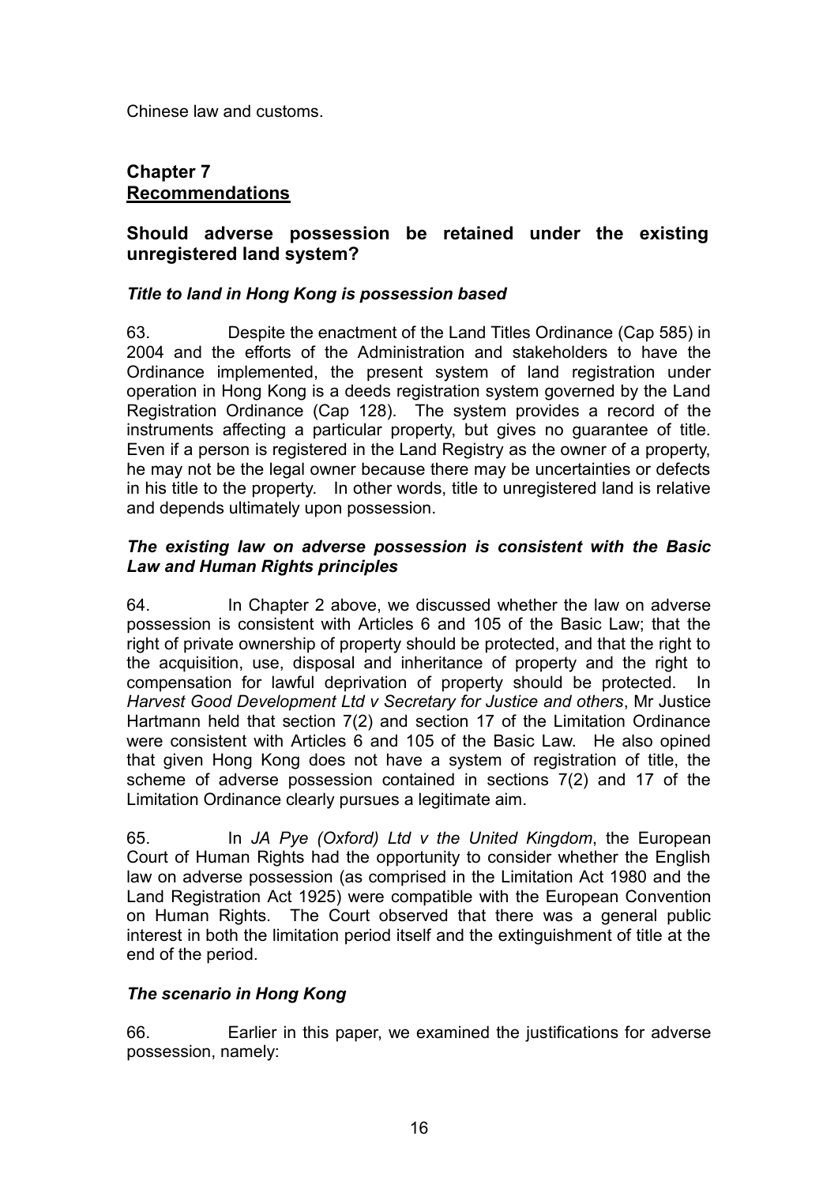Chinese law and customs.

## Chapter 7
## Recommendations

### Should adverse possession be retained under the existing unregistered land system?

#### *Title to land in Hong Kong is possession based*

63. Despite the enactment of the Land Titles Ordinance (Cap 585) in 2004 and the efforts of the Administration and stakeholders to have the Ordinance implemented, the present system of land registration under operation in Hong Kong is a deeds registration system governed by the Land Registration Ordinance (Cap 128). The system provides a record of the instruments affecting a particular property, but gives no guarantee of title. Even if a person is registered in the Land Registry as the owner of a property, he may not be the legal owner because there may be uncertainties or defects in his title to the property. In other words, title to unregistered land is relative and depends ultimately upon possession.

#### *The existing law on adverse possession is consistent with the Basic Law and Human Rights principles*

64. In Chapter 2 above, we discussed whether the law on adverse possession is consistent with Articles 6 and 105 of the Basic Law; that the right of private ownership of property should be protected, and that the right to the acquisition, use, disposal and inheritance of property and the right to compensation for lawful deprivation of property should be protected. In *Harvest Good Development Ltd v Secretary for Justice and others*, Mr Justice Hartmann held that section 7(2) and section 17 of the Limitation Ordinance were consistent with Articles 6 and 105 of the Basic Law. He also opined that given Hong Kong does not have a system of registration of title, the scheme of adverse possession contained in sections 7(2) and 17 of the Limitation Ordinance clearly pursues a legitimate aim.

65. In *JA Pye (Oxford) Ltd v the United Kingdom*, the European Court of Human Rights had the opportunity to consider whether the English law on adverse possession (as comprised in the Limitation Act 1980 and the Land Registration Act 1925) were compatible with the European Convention on Human Rights. The Court observed that there was a general public interest in both the limitation period itself and the extinguishment of title at the end of the period.

#### *The scenario in Hong Kong*

66. Earlier in this paper, we examined the justifications for adverse possession, namely: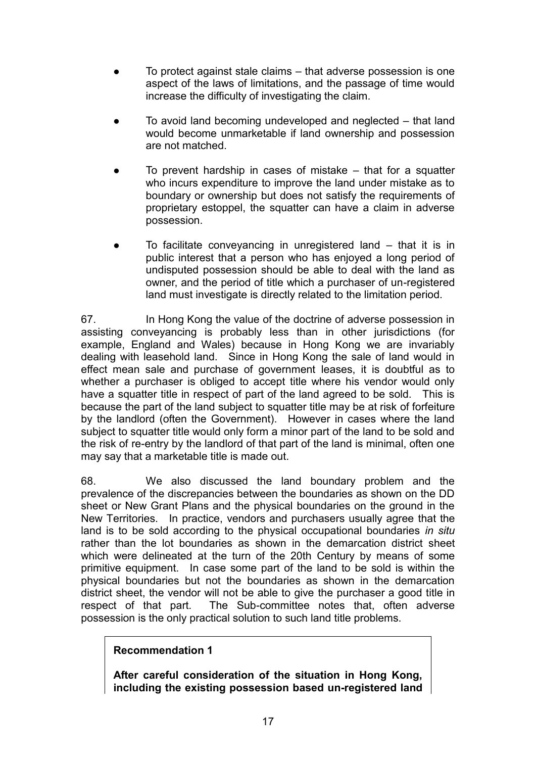- To protect against stale claims – that adverse possession is one aspect of the laws of limitations, and the passage of time would increase the difficulty of investigating the claim.

- To avoid land becoming undeveloped and neglected – that land would become unmarketable if land ownership and possession are not matched.

- To prevent hardship in cases of mistake – that for a squatter who incurs expenditure to improve the land under mistake as to boundary or ownership but does not satisfy the requirements of proprietary estoppel, the squatter can have a claim in adverse possession.

- To facilitate conveyancing in unregistered land – that it is in public interest that a person who has enjoyed a long period of undisputed possession should be able to deal with the land as owner, and the period of title which a purchaser of un-registered land must investigate is directly related to the limitation period.

67. In Hong Kong the value of the doctrine of adverse possession in assisting conveyancing is probably less than in other jurisdictions (for example, England and Wales) because in Hong Kong we are invariably dealing with leasehold land. Since in Hong Kong the sale of land would in effect mean sale and purchase of government leases, it is doubtful as to whether a purchaser is obliged to accept title where his vendor would only have a squatter title in respect of part of the land agreed to be sold. This is because the part of the land subject to squatter title may be at risk of forfeiture by the landlord (often the Government). However in cases where the land subject to squatter title would only form a minor part of the land to be sold and the risk of re-entry by the landlord of that part of the land is minimal, often one may say that a marketable title is made out.

68. We also discussed the land boundary problem and the prevalence of the discrepancies between the boundaries as shown on the DD sheet or New Grant Plans and the physical boundaries on the ground in the New Territories. In practice, vendors and purchasers usually agree that the land is to be sold according to the physical occupational boundaries *in situ* rather than the lot boundaries as shown in the demarcation district sheet which were delineated at the turn of the 20th Century by means of some primitive equipment. In case some part of the land to be sold is within the physical boundaries but not the boundaries as shown in the demarcation district sheet, the vendor will not be able to give the purchaser a good title in respect of that part. The Sub-committee notes that, often adverse possession is the only practical solution to such land title problems.

**Recommendation 1**

**After careful consideration of the situation in Hong Kong, including the existing possession based un-registered land**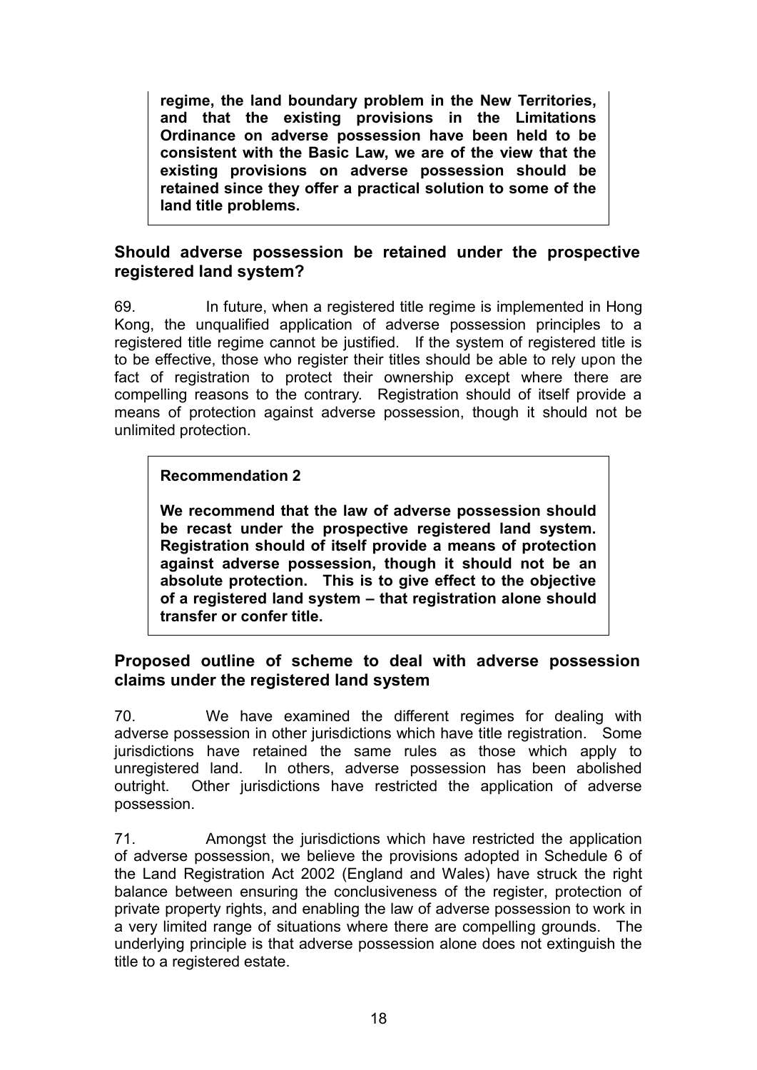**regime, the land boundary problem in the New Territories, and that the existing provisions in the Limitations Ordinance on adverse possession have been held to be consistent with the Basic Law, we are of the view that the existing provisions on adverse possession should be retained since they offer a practical solution to some of the land title problems.**

## Should adverse possession be retained under the prospective registered land system?

69. In future, when a registered title regime is implemented in Hong Kong, the unqualified application of adverse possession principles to a registered title regime cannot be justified. If the system of registered title is to be effective, those who register their titles should be able to rely upon the fact of registration to protect their ownership except where there are compelling reasons to the contrary. Registration should of itself provide a means of protection against adverse possession, though it should not be unlimited protection.

> **Recommendation 2**
>
> **We recommend that the law of adverse possession should be recast under the prospective registered land system. Registration should of itself provide a means of protection against adverse possession, though it should not be an absolute protection. This is to give effect to the objective of a registered land system – that registration alone should transfer or confer title.**

## Proposed outline of scheme to deal with adverse possession claims under the registered land system

70. We have examined the different regimes for dealing with adverse possession in other jurisdictions which have title registration. Some jurisdictions have retained the same rules as those which apply to unregistered land. In others, adverse possession has been abolished outright. Other jurisdictions have restricted the application of adverse possession.

71. Amongst the jurisdictions which have restricted the application of adverse possession, we believe the provisions adopted in Schedule 6 of the Land Registration Act 2002 (England and Wales) have struck the right balance between ensuring the conclusiveness of the register, protection of private property rights, and enabling the law of adverse possession to work in a very limited range of situations where there are compelling grounds. The underlying principle is that adverse possession alone does not extinguish the title to a registered estate.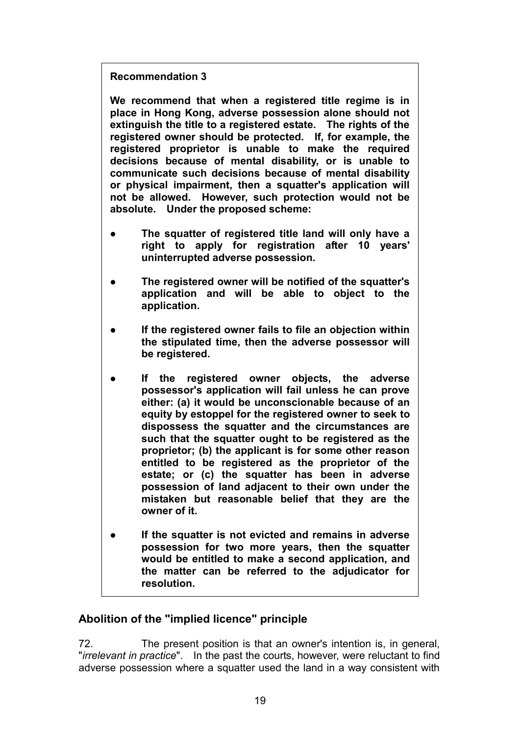**Recommendation 3**

**We recommend that when a registered title regime is in place in Hong Kong, adverse possession alone should not extinguish the title to a registered estate. The rights of the registered owner should be protected. If, for example, the registered proprietor is unable to make the required decisions because of mental disability, or is unable to communicate such decisions because of mental disability or physical impairment, then a squatter's application will not be allowed. However, such protection would not be absolute. Under the proposed scheme:**

- **The squatter of registered title land will only have a right to apply for registration after 10 years' uninterrupted adverse possession.**
- **The registered owner will be notified of the squatter's application and will be able to object to the application.**
- **If the registered owner fails to file an objection within the stipulated time, then the adverse possessor will be registered.**
- **If the registered owner objects, the adverse possessor's application will fail unless he can prove either: (a) it would be unconscionable because of an equity by estoppel for the registered owner to seek to dispossess the squatter and the circumstances are such that the squatter ought to be registered as the proprietor; (b) the applicant is for some other reason entitled to be registered as the proprietor of the estate; or (c) the squatter has been in adverse possession of land adjacent to their own under the mistaken but reasonable belief that they are the owner of it.**
- **If the squatter is not evicted and remains in adverse possession for two more years, then the squatter would be entitled to make a second application, and the matter can be referred to the adjudicator for resolution.**

## Abolition of the "implied licence" principle

72. The present position is that an owner's intention is, in general, "*irrelevant in practice*". In the past the courts, however, were reluctant to find adverse possession where a squatter used the land in a way consistent with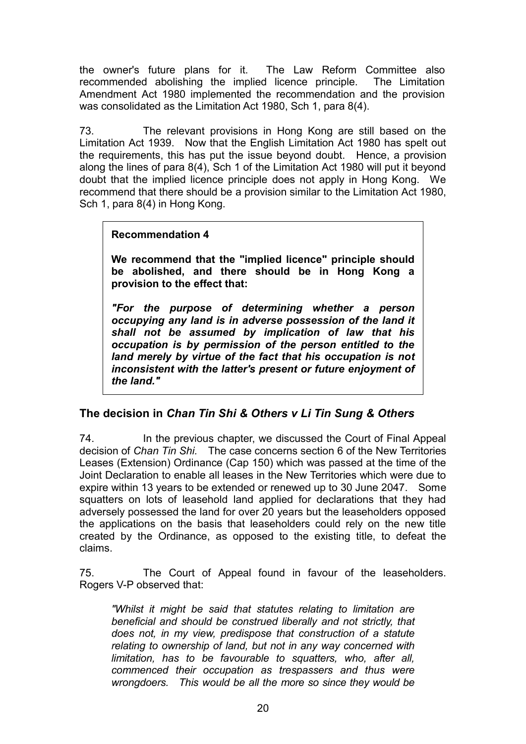the owner's future plans for it. The Law Reform Committee also recommended abolishing the implied licence principle. The Limitation Amendment Act 1980 implemented the recommendation and the provision was consolidated as the Limitation Act 1980, Sch 1, para 8(4).

73. The relevant provisions in Hong Kong are still based on the Limitation Act 1939. Now that the English Limitation Act 1980 has spelt out the requirements, this has put the issue beyond doubt. Hence, a provision along the lines of para 8(4), Sch 1 of the Limitation Act 1980 will put it beyond doubt that the implied licence principle does not apply in Hong Kong. We recommend that there should be a provision similar to the Limitation Act 1980, Sch 1, para 8(4) in Hong Kong.

> **Recommendation 4**
>
> **We recommend that the "implied licence" principle should be abolished, and there should be in Hong Kong a provision to the effect that:**
>
> ***"For the purpose of determining whether a person occupying any land is in adverse possession of the land it shall not be assumed by implication of law that his occupation is by permission of the person entitled to the land merely by virtue of the fact that his occupation is not inconsistent with the latter's present or future enjoyment of the land."***

## The decision in *Chan Tin Shi & Others v Li Tin Sung & Others*

74. In the previous chapter, we discussed the Court of Final Appeal decision of *Chan Tin Shi.* The case concerns section 6 of the New Territories Leases (Extension) Ordinance (Cap 150) which was passed at the time of the Joint Declaration to enable all leases in the New Territories which were due to expire within 13 years to be extended or renewed up to 30 June 2047. Some squatters on lots of leasehold land applied for declarations that they had adversely possessed the land for over 20 years but the leaseholders opposed the applications on the basis that leaseholders could rely on the new title created by the Ordinance, as opposed to the existing title, to defeat the claims.

75. The Court of Appeal found in favour of the leaseholders. Rogers V-P observed that:

> *"Whilst it might be said that statutes relating to limitation are beneficial and should be construed liberally and not strictly, that does not, in my view, predispose that construction of a statute relating to ownership of land, but not in any way concerned with limitation, has to be favourable to squatters, who, after all, commenced their occupation as trespassers and thus were wrongdoers. This would be all the more so since they would be*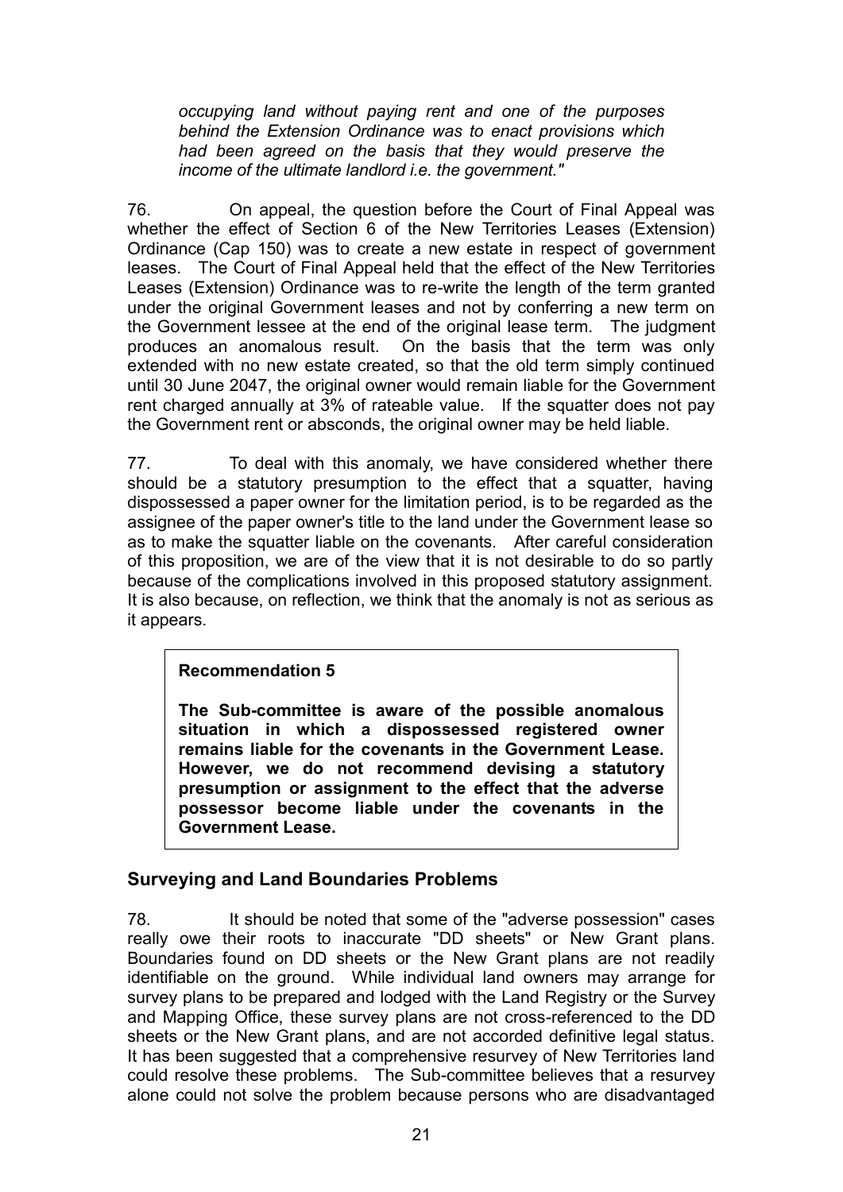*occupying land without paying rent and one of the purposes behind the Extension Ordinance was to enact provisions which had been agreed on the basis that they would preserve the income of the ultimate landlord i.e. the government."*

76. On appeal, the question before the Court of Final Appeal was whether the effect of Section 6 of the New Territories Leases (Extension) Ordinance (Cap 150) was to create a new estate in respect of government leases. The Court of Final Appeal held that the effect of the New Territories Leases (Extension) Ordinance was to re-write the length of the term granted under the original Government leases and not by conferring a new term on the Government lessee at the end of the original lease term. The judgment produces an anomalous result. On the basis that the term was only extended with no new estate created, so that the old term simply continued until 30 June 2047, the original owner would remain liable for the Government rent charged annually at 3% of rateable value. If the squatter does not pay the Government rent or absconds, the original owner may be held liable.

77. To deal with this anomaly, we have considered whether there should be a statutory presumption to the effect that a squatter, having dispossessed a paper owner for the limitation period, is to be regarded as the assignee of the paper owner's title to the land under the Government lease so as to make the squatter liable on the covenants. After careful consideration of this proposition, we are of the view that it is not desirable to do so partly because of the complications involved in this proposed statutory assignment. It is also because, on reflection, we think that the anomaly is not as serious as it appears.

> **Recommendation 5**
>
> **The Sub-committee is aware of the possible anomalous situation in which a dispossessed registered owner remains liable for the covenants in the Government Lease. However, we do not recommend devising a statutory presumption or assignment to the effect that the adverse possessor become liable under the covenants in the Government Lease.**

## Surveying and Land Boundaries Problems

78. It should be noted that some of the "adverse possession" cases really owe their roots to inaccurate "DD sheets" or New Grant plans. Boundaries found on DD sheets or the New Grant plans are not readily identifiable on the ground. While individual land owners may arrange for survey plans to be prepared and lodged with the Land Registry or the Survey and Mapping Office, these survey plans are not cross-referenced to the DD sheets or the New Grant plans, and are not accorded definitive legal status. It has been suggested that a comprehensive resurvey of New Territories land could resolve these problems. The Sub-committee believes that a resurvey alone could not solve the problem because persons who are disadvantaged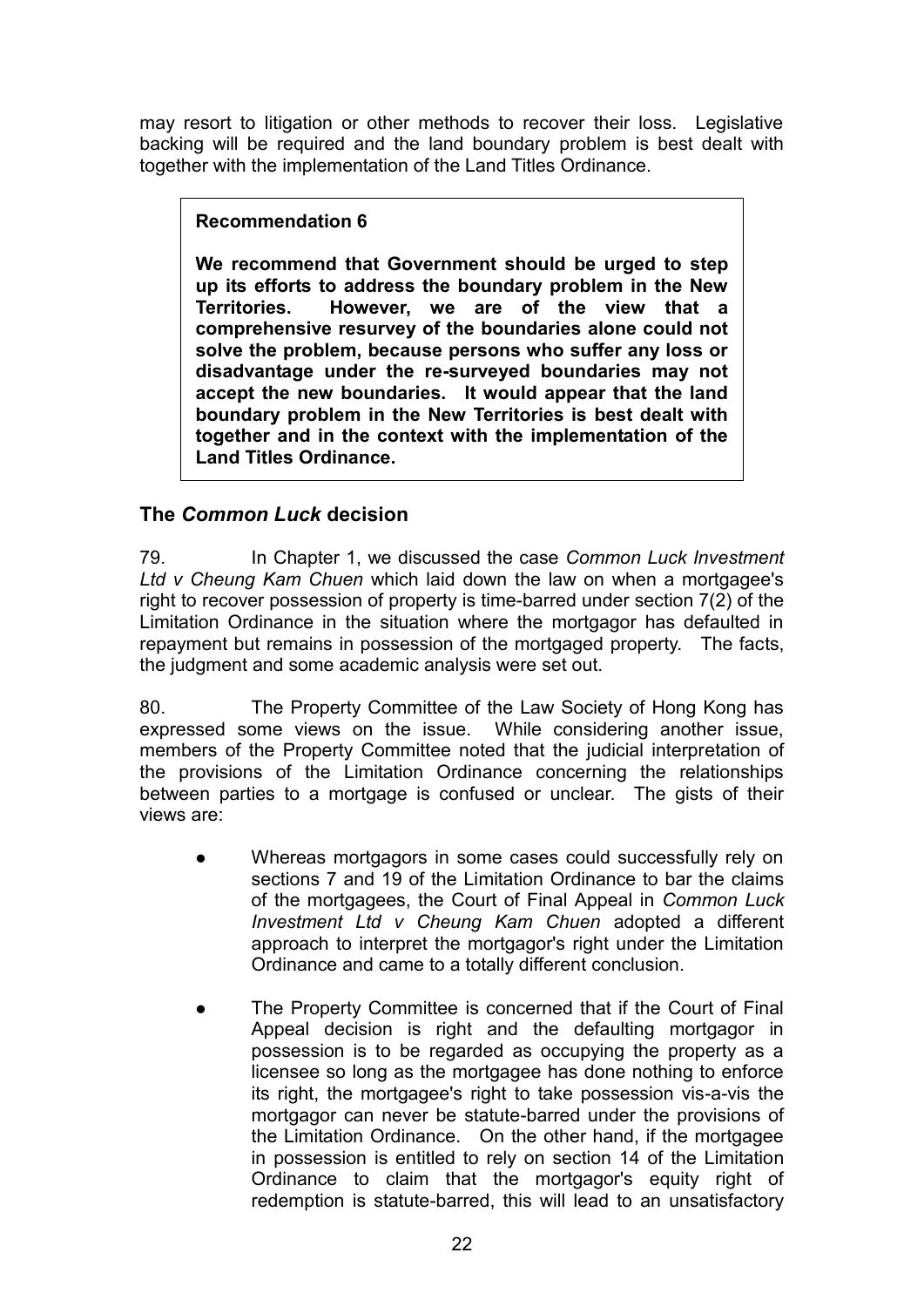may resort to litigation or other methods to recover their loss. Legislative backing will be required and the land boundary problem is best dealt with together with the implementation of the Land Titles Ordinance.

> **Recommendation 6**
>
> **We recommend that Government should be urged to step up its efforts to address the boundary problem in the New Territories. However, we are of the view that a comprehensive resurvey of the boundaries alone could not solve the problem, because persons who suffer any loss or disadvantage under the re-surveyed boundaries may not accept the new boundaries. It would appear that the land boundary problem in the New Territories is best dealt with together and in the context with the implementation of the Land Titles Ordinance.**

## The *Common Luck* decision

79. In Chapter 1, we discussed the case *Common Luck Investment Ltd v Cheung Kam Chuen* which laid down the law on when a mortgagee's right to recover possession of property is time-barred under section 7(2) of the Limitation Ordinance in the situation where the mortgagor has defaulted in repayment but remains in possession of the mortgaged property. The facts, the judgment and some academic analysis were set out.

80. The Property Committee of the Law Society of Hong Kong has expressed some views on the issue. While considering another issue, members of the Property Committee noted that the judicial interpretation of the provisions of the Limitation Ordinance concerning the relationships between parties to a mortgage is confused or unclear. The gists of their views are:

- Whereas mortgagors in some cases could successfully rely on sections 7 and 19 of the Limitation Ordinance to bar the claims of the mortgagees, the Court of Final Appeal in *Common Luck Investment Ltd v Cheung Kam Chuen* adopted a different approach to interpret the mortgagor's right under the Limitation Ordinance and came to a totally different conclusion.

- The Property Committee is concerned that if the Court of Final Appeal decision is right and the defaulting mortgagor in possession is to be regarded as occupying the property as a licensee so long as the mortgagee has done nothing to enforce its right, the mortgagee's right to take possession vis-a-vis the mortgagor can never be statute-barred under the provisions of the Limitation Ordinance. On the other hand, if the mortgagee in possession is entitled to rely on section 14 of the Limitation Ordinance to claim that the mortgagor's equity right of redemption is statute-barred, this will lead to an unsatisfactory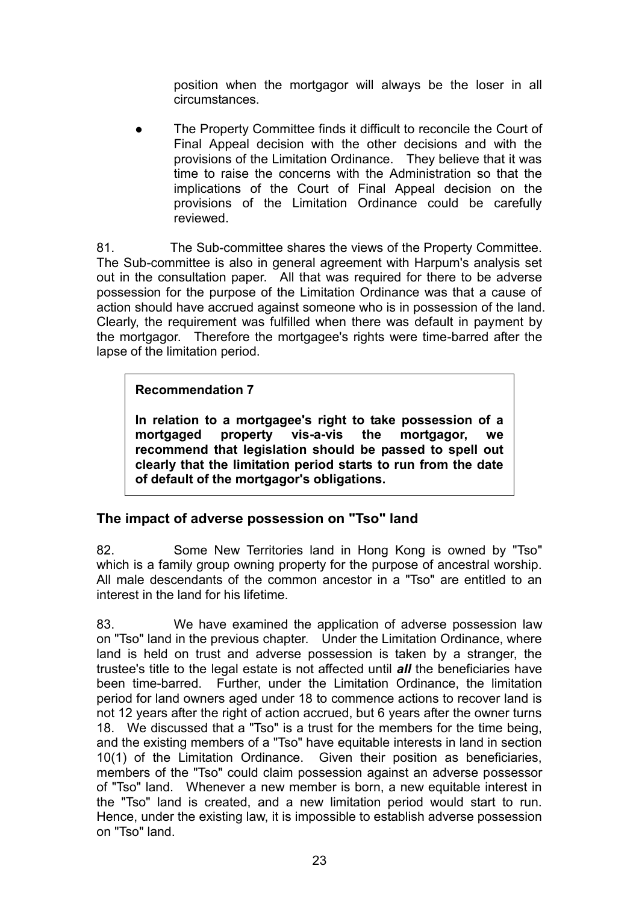position when the mortgagor will always be the loser in all circumstances.

- The Property Committee finds it difficult to reconcile the Court of Final Appeal decision with the other decisions and with the provisions of the Limitation Ordinance. They believe that it was time to raise the concerns with the Administration so that the implications of the Court of Final Appeal decision on the provisions of the Limitation Ordinance could be carefully reviewed.

81. The Sub-committee shares the views of the Property Committee. The Sub-committee is also in general agreement with Harpum's analysis set out in the consultation paper. All that was required for there to be adverse possession for the purpose of the Limitation Ordinance was that a cause of action should have accrued against someone who is in possession of the land. Clearly, the requirement was fulfilled when there was default in payment by the mortgagor. Therefore the mortgagee's rights were time-barred after the lapse of the limitation period.

> **Recommendation 7**
>
> **In relation to a mortgagee's right to take possession of a mortgaged property vis-a-vis the mortgagor, we recommend that legislation should be passed to spell out clearly that the limitation period starts to run from the date of default of the mortgagor's obligations.**

## The impact of adverse possession on "Tso" land

82. Some New Territories land in Hong Kong is owned by "Tso" which is a family group owning property for the purpose of ancestral worship. All male descendants of the common ancestor in a "Tso" are entitled to an interest in the land for his lifetime.

83. We have examined the application of adverse possession law on "Tso" land in the previous chapter. Under the Limitation Ordinance, where land is held on trust and adverse possession is taken by a stranger, the trustee's title to the legal estate is not affected until ***all*** the beneficiaries have been time-barred. Further, under the Limitation Ordinance, the limitation period for land owners aged under 18 to commence actions to recover land is not 12 years after the right of action accrued, but 6 years after the owner turns 18. We discussed that a "Tso" is a trust for the members for the time being, and the existing members of a "Tso" have equitable interests in land in section 10(1) of the Limitation Ordinance. Given their position as beneficiaries, members of the "Tso" could claim possession against an adverse possessor of "Tso" land. Whenever a new member is born, a new equitable interest in the "Tso" land is created, and a new limitation period would start to run. Hence, under the existing law, it is impossible to establish adverse possession on "Tso" land.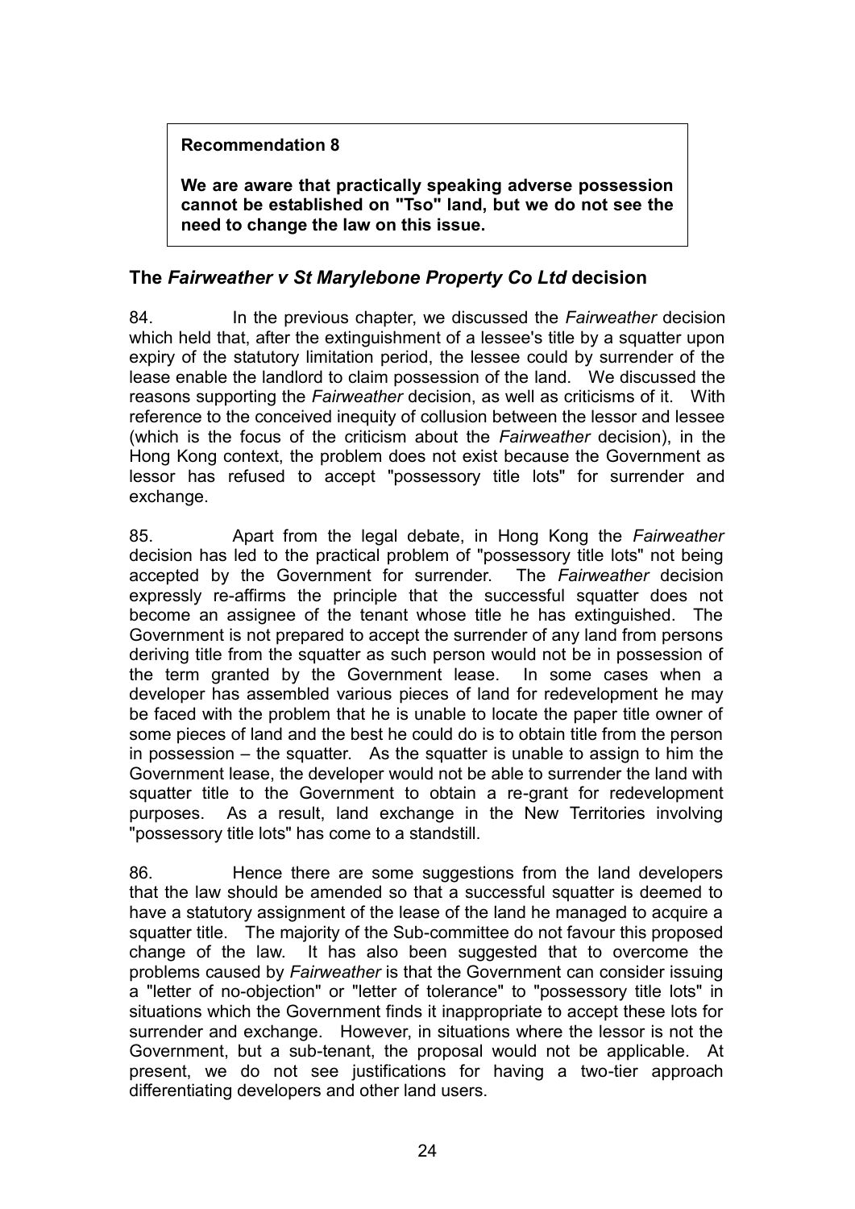> **Recommendation 8**
>
> **We are aware that practically speaking adverse possession cannot be established on "Tso" land, but we do not see the need to change the law on this issue.**

## The *Fairweather v St Marylebone Property Co Ltd* decision

84. In the previous chapter, we discussed the *Fairweather* decision which held that, after the extinguishment of a lessee's title by a squatter upon expiry of the statutory limitation period, the lessee could by surrender of the lease enable the landlord to claim possession of the land. We discussed the reasons supporting the *Fairweather* decision, as well as criticisms of it. With reference to the conceived inequity of collusion between the lessor and lessee (which is the focus of the criticism about the *Fairweather* decision), in the Hong Kong context, the problem does not exist because the Government as lessor has refused to accept "possessory title lots" for surrender and exchange.

85. Apart from the legal debate, in Hong Kong the *Fairweather* decision has led to the practical problem of "possessory title lots" not being accepted by the Government for surrender. The *Fairweather* decision expressly re-affirms the principle that the successful squatter does not become an assignee of the tenant whose title he has extinguished. The Government is not prepared to accept the surrender of any land from persons deriving title from the squatter as such person would not be in possession of the term granted by the Government lease. In some cases when a developer has assembled various pieces of land for redevelopment he may be faced with the problem that he is unable to locate the paper title owner of some pieces of land and the best he could do is to obtain title from the person in possession – the squatter. As the squatter is unable to assign to him the Government lease, the developer would not be able to surrender the land with squatter title to the Government to obtain a re-grant for redevelopment purposes. As a result, land exchange in the New Territories involving "possessory title lots" has come to a standstill.

86. Hence there are some suggestions from the land developers that the law should be amended so that a successful squatter is deemed to have a statutory assignment of the lease of the land he managed to acquire a squatter title. The majority of the Sub-committee do not favour this proposed change of the law. It has also been suggested that to overcome the problems caused by *Fairweather* is that the Government can consider issuing a "letter of no-objection" or "letter of tolerance" to "possessory title lots" in situations which the Government finds it inappropriate to accept these lots for surrender and exchange. However, in situations where the lessor is not the Government, but a sub-tenant, the proposal would not be applicable. At present, we do not see justifications for having a two-tier approach differentiating developers and other land users.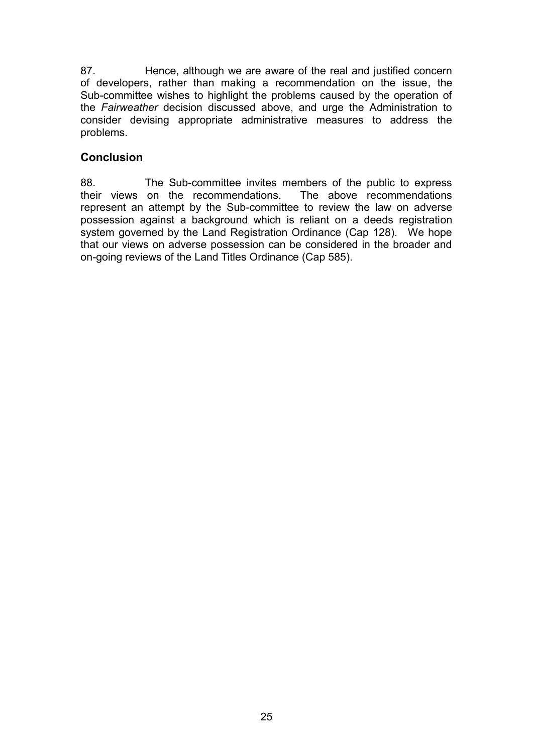87. Hence, although we are aware of the real and justified concern of developers, rather than making a recommendation on the issue, the Sub-committee wishes to highlight the problems caused by the operation of the *Fairweather* decision discussed above, and urge the Administration to consider devising appropriate administrative measures to address the problems.

## Conclusion

88. The Sub-committee invites members of the public to express their views on the recommendations. The above recommendations represent an attempt by the Sub-committee to review the law on adverse possession against a background which is reliant on a deeds registration system governed by the Land Registration Ordinance (Cap 128). We hope that our views on adverse possession can be considered in the broader and on-going reviews of the Land Titles Ordinance (Cap 585).